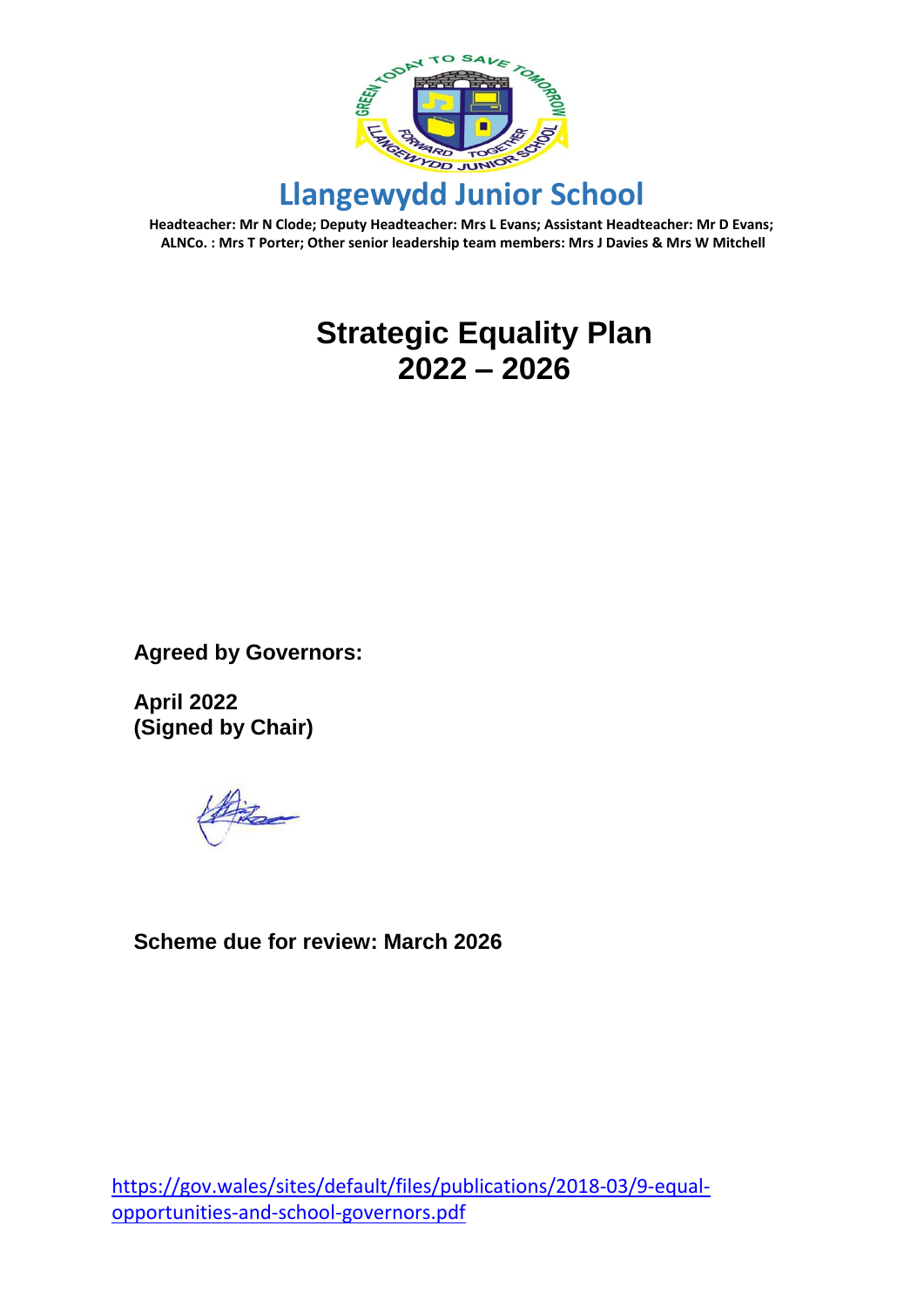# Llangewydd Junior School

**Headteacher: Mr N Clode; Deputy Headteacher: Mrs L Evans; Assistant Headteacher: Mr D Evans; ALNCo. : Mrs T Porter; Other senior leadership team members: Mrs J Davies & Mrs W Mitchell**

# Strategic Equality Plan 2022 – 2026

**Agreed by Governors:**

**April 2022**
**(Signed by Chair)**

**Scheme due for review: March 2026**

https://gov.wales/sites/default/files/publications/2018-03/9-equal-opportunities-and-school-governors.pdf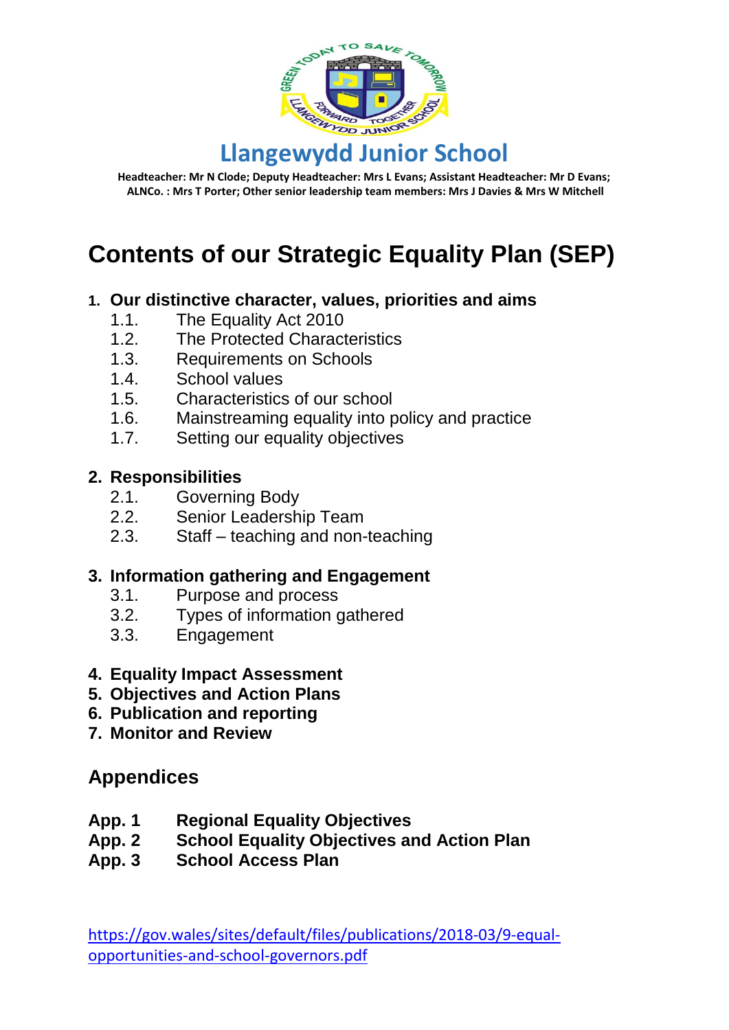# Llangewydd Junior School

**Headteacher: Mr N Clode; Deputy Headteacher: Mrs L Evans; Assistant Headteacher: Mr D Evans; ALNCo. : Mrs T Porter; Other senior leadership team members: Mrs J Davies & Mrs W Mitchell**

# Contents of our Strategic Equality Plan (SEP)

1. **Our distinctive character, values, priorities and aims**
   - 1.1. The Equality Act 2010
   - 1.2. The Protected Characteristics
   - 1.3. Requirements on Schools
   - 1.4. School values
   - 1.5. Characteristics of our school
   - 1.6. Mainstreaming equality into policy and practice
   - 1.7. Setting our equality objectives

2. **Responsibilities**
   - 2.1. Governing Body
   - 2.2. Senior Leadership Team
   - 2.3. Staff – teaching and non-teaching

3. **Information gathering and Engagement**
   - 3.1. Purpose and process
   - 3.2. Types of information gathered
   - 3.3. Engagement

4. **Equality Impact Assessment**
5. **Objectives and Action Plans**
6. **Publication and reporting**
7. **Monitor and Review**

## Appendices

**App. 1** **Regional Equality Objectives**
**App. 2** **School Equality Objectives and Action Plan**
**App. 3** **School Access Plan**

https://gov.wales/sites/default/files/publications/2018-03/9-equal-opportunities-and-school-governors.pdf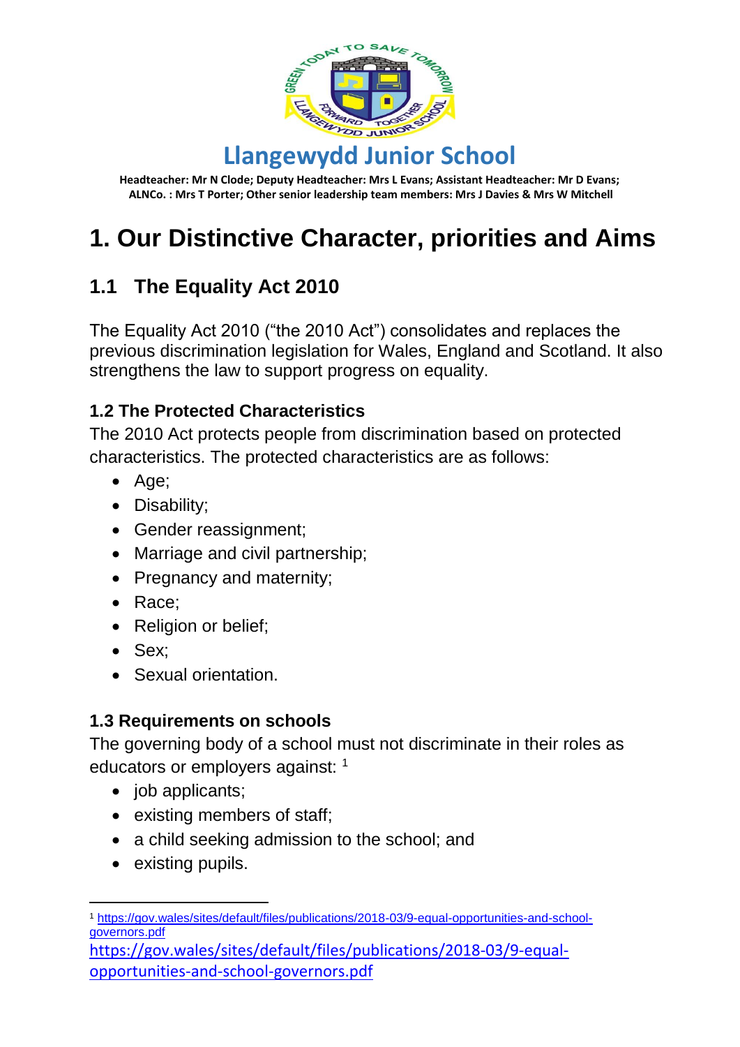# Llangewydd Junior School

**Headteacher: Mr N Clode; Deputy Headteacher: Mrs L Evans; Assistant Headteacher: Mr D Evans; ALNCo. : Mrs T Porter; Other senior leadership team members: Mrs J Davies & Mrs W Mitchell**

# 1. Our Distinctive Character, priorities and Aims

## 1.1 The Equality Act 2010

The Equality Act 2010 ("the 2010 Act") consolidates and replaces the previous discrimination legislation for Wales, England and Scotland. It also strengthens the law to support progress on equality.

### 1.2 The Protected Characteristics

The 2010 Act protects people from discrimination based on protected characteristics. The protected characteristics are as follows:

- Age;
- Disability;
- Gender reassignment;
- Marriage and civil partnership;
- Pregnancy and maternity;
- Race;
- Religion or belief;
- Sex;
- Sexual orientation.

### 1.3 Requirements on schools

The governing body of a school must not discriminate in their roles as educators or employers against: [1]

- job applicants;
- existing members of staff;
- a child seeking admission to the school; and
- existing pupils.

[1] https://gov.wales/sites/default/files/publications/2018-03/9-equal-opportunities-and-school-governors.pdf

https://gov.wales/sites/default/files/publications/2018-03/9-equal-opportunities-and-school-governors.pdf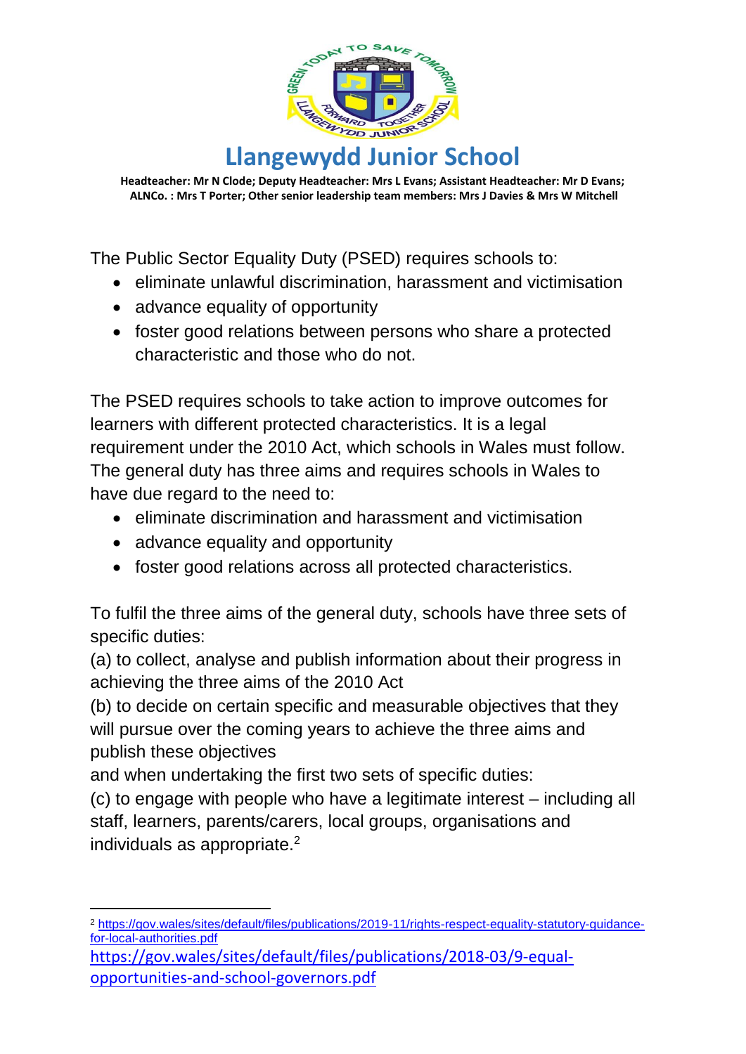# Llangewydd Junior School

**Headteacher: Mr N Clode; Deputy Headteacher: Mrs L Evans; Assistant Headteacher: Mr D Evans; ALNCo. : Mrs T Porter; Other senior leadership team members: Mrs J Davies & Mrs W Mitchell**

The Public Sector Equality Duty (PSED) requires schools to:

- eliminate unlawful discrimination, harassment and victimisation
- advance equality of opportunity
- foster good relations between persons who share a protected characteristic and those who do not.

The PSED requires schools to take action to improve outcomes for learners with different protected characteristics. It is a legal requirement under the 2010 Act, which schools in Wales must follow. The general duty has three aims and requires schools in Wales to have due regard to the need to:

- eliminate discrimination and harassment and victimisation
- advance equality and opportunity
- foster good relations across all protected characteristics.

To fulfil the three aims of the general duty, schools have three sets of specific duties:

(a) to collect, analyse and publish information about their progress in achieving the three aims of the 2010 Act

(b) to decide on certain specific and measurable objectives that they will pursue over the coming years to achieve the three aims and publish these objectives

and when undertaking the first two sets of specific duties:

(c) to engage with people who have a legitimate interest – including all staff, learners, parents/carers, local groups, organisations and individuals as appropriate.[2]

---

[2] https://gov.wales/sites/default/files/publications/2019-11/rights-respect-equality-statutory-guidance-for-local-authorities.pdf

https://gov.wales/sites/default/files/publications/2018-03/9-equal-opportunities-and-school-governors.pdf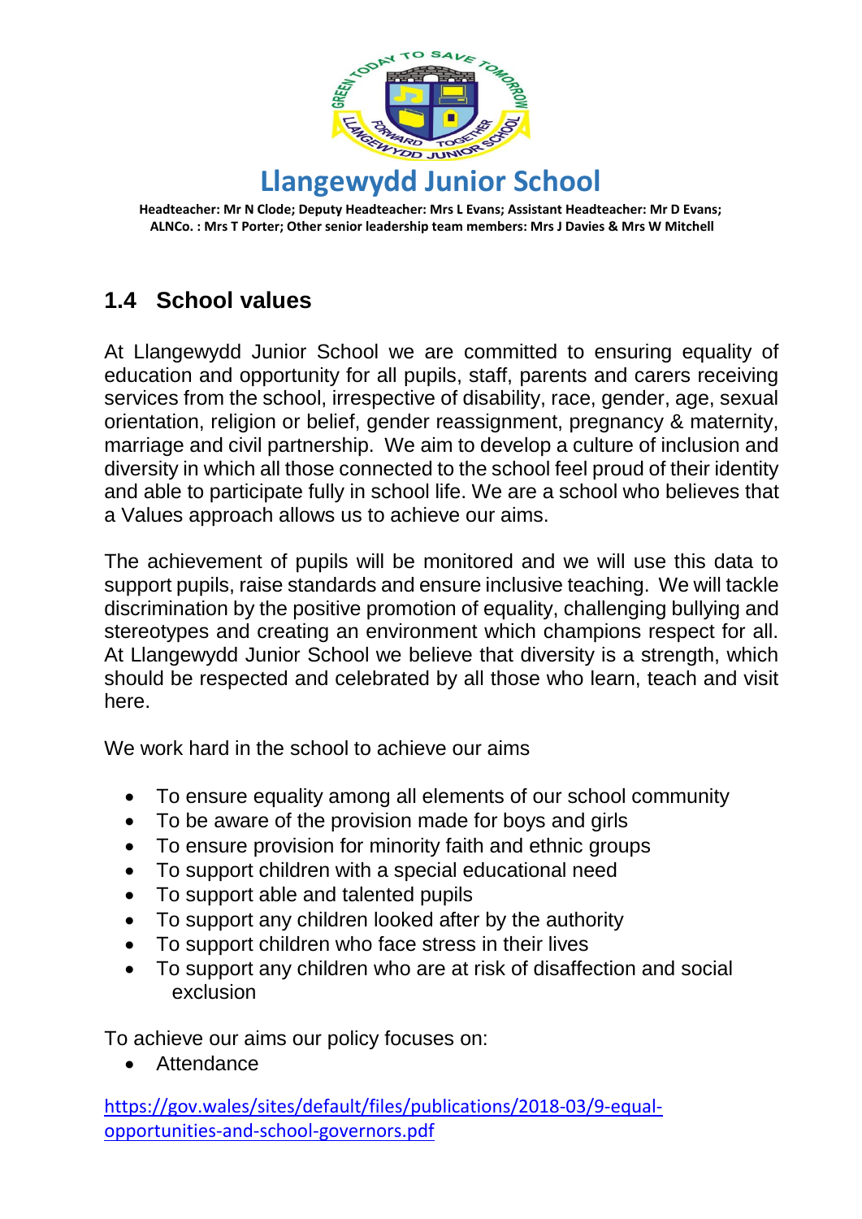# Llangewydd Junior School

**Headteacher: Mr N Clode; Deputy Headteacher: Mrs L Evans; Assistant Headteacher: Mr D Evans; ALNCo. : Mrs T Porter; Other senior leadership team members: Mrs J Davies & Mrs W Mitchell**

## 1.4 School values

At Llangewydd Junior School we are committed to ensuring equality of education and opportunity for all pupils, staff, parents and carers receiving services from the school, irrespective of disability, race, gender, age, sexual orientation, religion or belief, gender reassignment, pregnancy & maternity, marriage and civil partnership. We aim to develop a culture of inclusion and diversity in which all those connected to the school feel proud of their identity and able to participate fully in school life. We are a school who believes that a Values approach allows us to achieve our aims.

The achievement of pupils will be monitored and we will use this data to support pupils, raise standards and ensure inclusive teaching. We will tackle discrimination by the positive promotion of equality, challenging bullying and stereotypes and creating an environment which champions respect for all. At Llangewydd Junior School we believe that diversity is a strength, which should be respected and celebrated by all those who learn, teach and visit here.

We work hard in the school to achieve our aims

- To ensure equality among all elements of our school community
- To be aware of the provision made for boys and girls
- To ensure provision for minority faith and ethnic groups
- To support children with a special educational need
- To support able and talented pupils
- To support any children looked after by the authority
- To support children who face stress in their lives
- To support any children who are at risk of disaffection and social exclusion

To achieve our aims our policy focuses on:

- Attendance

https://gov.wales/sites/default/files/publications/2018-03/9-equal-opportunities-and-school-governors.pdf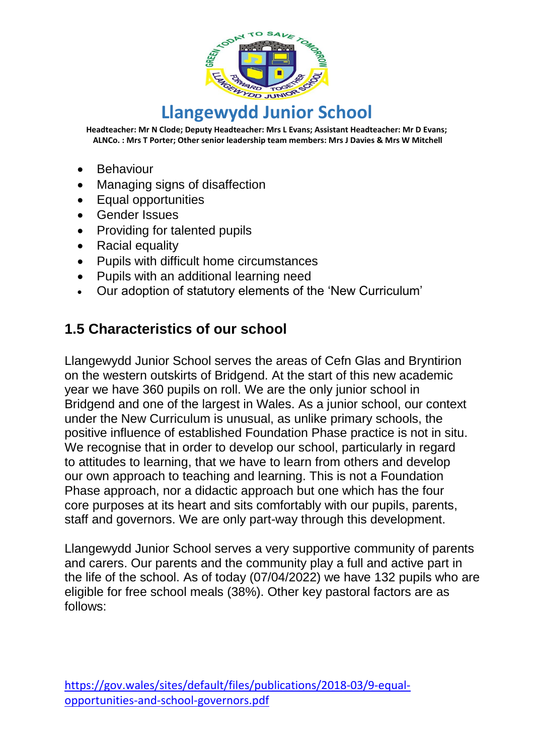- Behaviour
- Managing signs of disaffection
- Equal opportunities
- Gender Issues
- Providing for talented pupils
- Racial equality
- Pupils with difficult home circumstances
- Pupils with an additional learning need
- Our adoption of statutory elements of the 'New Curriculum'

## 1.5 Characteristics of our school

Llangewydd Junior School serves the areas of Cefn Glas and Bryntirion on the western outskirts of Bridgend. At the start of this new academic year we have 360 pupils on roll. We are the only junior school in Bridgend and one of the largest in Wales. As a junior school, our context under the New Curriculum is unusual, as unlike primary schools, the positive influence of established Foundation Phase practice is not in situ. We recognise that in order to develop our school, particularly in regard to attitudes to learning, that we have to learn from others and develop our own approach to teaching and learning. This is not a Foundation Phase approach, nor a didactic approach but one which has the four core purposes at its heart and sits comfortably with our pupils, parents, staff and governors. We are only part-way through this development.

Llangewydd Junior School serves a very supportive community of parents and carers. Our parents and the community play a full and active part in the life of the school. As of today (07/04/2022) we have 132 pupils who are eligible for free school meals (38%). Other key pastoral factors are as follows:

https://gov.wales/sites/default/files/publications/2018-03/9-equal-opportunities-and-school-governors.pdf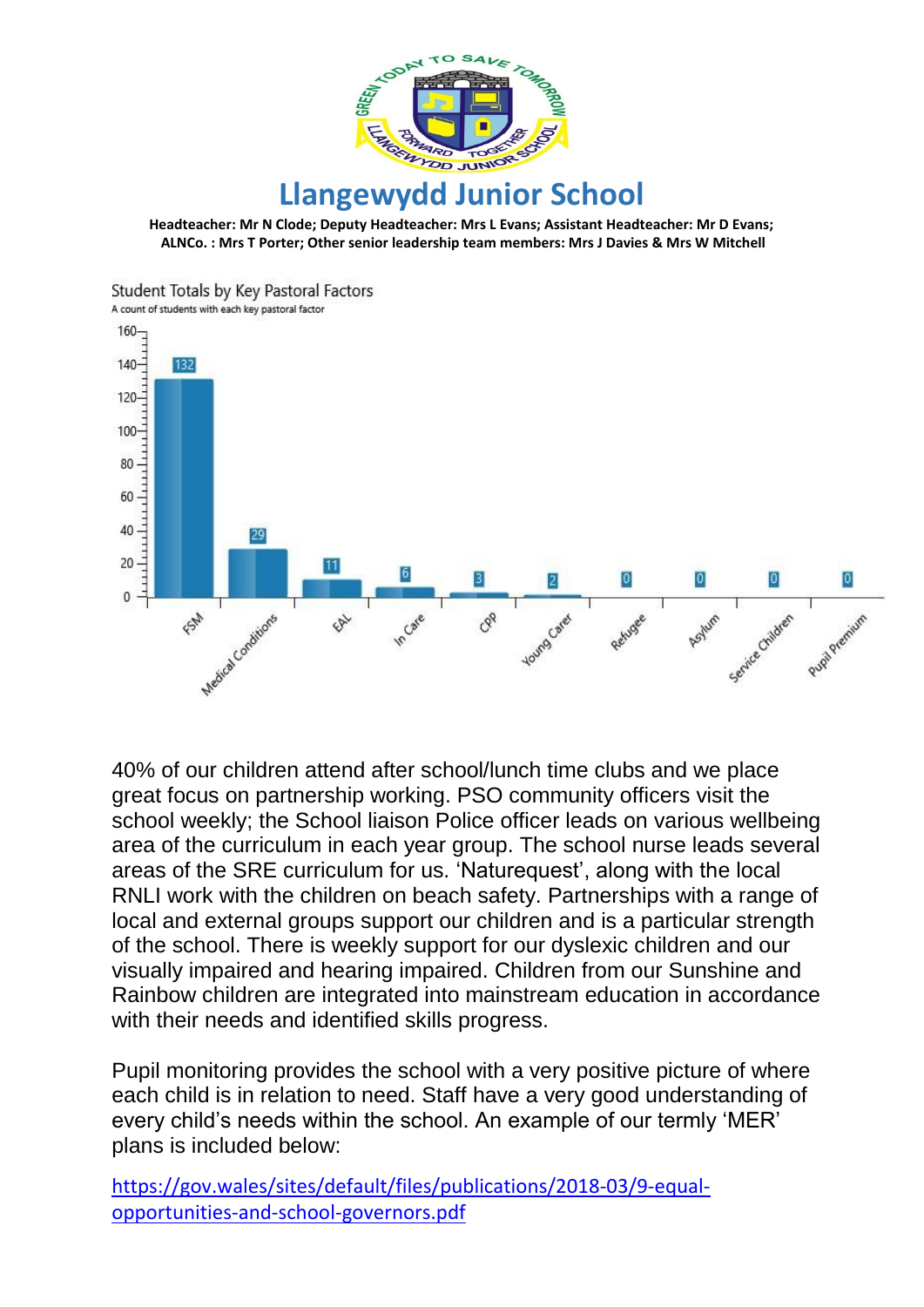# Llangewydd Junior School

**Headteacher: Mr N Clode; Deputy Headteacher: Mrs L Evans; Assistant Headteacher: Mr D Evans; ALNCo. : Mrs T Porter; Other senior leadership team members: Mrs J Davies & Mrs W Mitchell**

Student Totals by Key Pastoral Factors

A count of students with each key pastoral factor

| Key Pastoral Factor | Count |
| --- | --- |
| FSM | 132 |
| Medical Conditions | 29 |
| EAL | 11 |
| In Care | 6 |
| CPP | 3 |
| Young Carer | 2 |
| Refugee | 0 |
| Asylum | 0 |
| Service Children | 0 |
| Pupil Premium | 0 |

40% of our children attend after school/lunch time clubs and we place great focus on partnership working. PSO community officers visit the school weekly; the School liaison Police officer leads on various wellbeing area of the curriculum in each year group. The school nurse leads several areas of the SRE curriculum for us. 'Naturequest', along with the local RNLI work with the children on beach safety. Partnerships with a range of local and external groups support our children and is a particular strength of the school. There is weekly support for our dyslexic children and our visually impaired and hearing impaired. Children from our Sunshine and Rainbow children are integrated into mainstream education in accordance with their needs and identified skills progress.

Pupil monitoring provides the school with a very positive picture of where each child is in relation to need. Staff have a very good understanding of every child's needs within the school. An example of our termly 'MER' plans is included below:

https://gov.wales/sites/default/files/publications/2018-03/9-equal-opportunities-and-school-governors.pdf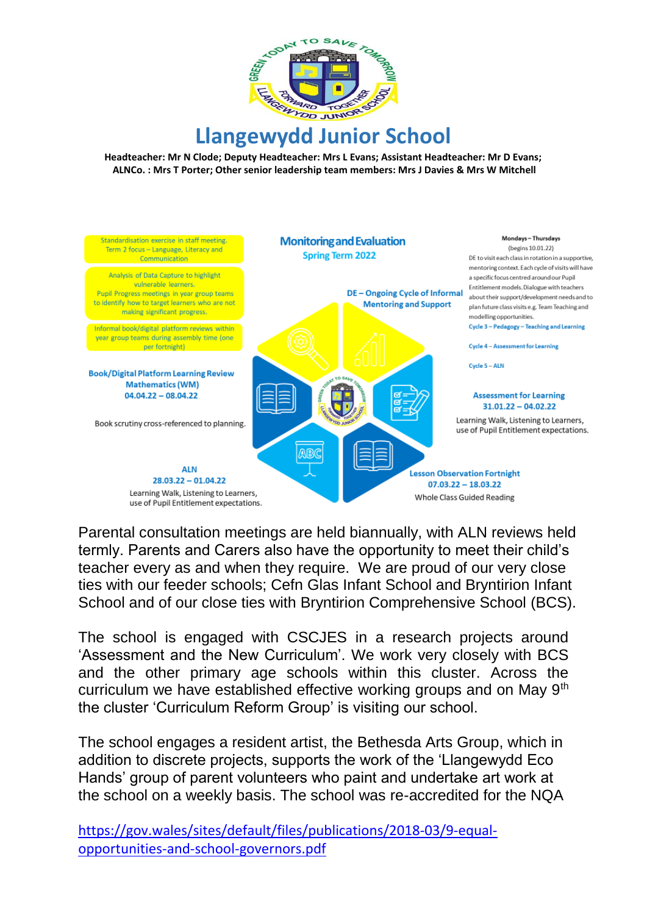# Llangewydd Junior School

**Headteacher: Mr N Clode; Deputy Headteacher: Mrs L Evans; Assistant Headteacher: Mr D Evans; ALNCo. : Mrs T Porter; Other senior leadership team members: Mrs J Davies & Mrs W Mitchell**

## Monitoring and Evaluation
### Spring Term 2022

Standardisation exercise in staff meeting. Term 2 focus – Language, Literacy and Communication

Analysis of Data Capture to highlight vulnerable learners. Pupil Progress meetings in year group teams to identify how to target learners who are not making significant progress.

Informal book/digital platform reviews within year group teams during assembly time (one per fortnight)

**Book/Digital Platform Learning Review Mathematics (WM) 04.04.22 – 08.04.22**

Book scrutiny cross-referenced to planning.

**ALN 28.03.22 – 01.04.22**

Learning Walk, Listening to Learners, use of Pupil Entitlement expectations.

**DE – Ongoing Cycle of Informal Mentoring and Support**

**Mondays – Thursdays** (begins 10.01.22)

DE to visit each class in rotation in a supportive, mentoring context. Each cycle of visits will have a specific focus centred around our Pupil Entitlement models. Dialogue with teachers about their support/development needs and to plan future class visits e.g. Team Teaching and modelling opportunities.

Cycle 3 – Pedagogy – Teaching and Learning

Cycle 4 – Assessment for Learning

Cycle 5 – ALN

**Assessment for Learning 31.01.22 – 04.02.22**

Learning Walk, Listening to Learners, use of Pupil Entitlement expectations.

**Lesson Observation Fortnight 07.03.22 – 18.03.22**

Whole Class Guided Reading

Parental consultation meetings are held biannually, with ALN reviews held termly. Parents and Carers also have the opportunity to meet their child's teacher every as and when they require. We are proud of our very close ties with our feeder schools; Cefn Glas Infant School and Bryntirion Infant School and of our close ties with Bryntirion Comprehensive School (BCS).

The school is engaged with CSCJES in a research projects around 'Assessment and the New Curriculum'. We work very closely with BCS and the other primary age schools within this cluster. Across the curriculum we have established effective working groups and on May 9th the cluster 'Curriculum Reform Group' is visiting our school.

The school engages a resident artist, the Bethesda Arts Group, which in addition to discrete projects, supports the work of the 'Llangewydd Eco Hands' group of parent volunteers who paint and undertake art work at the school on a weekly basis. The school was re-accredited for the NQA

https://gov.wales/sites/default/files/publications/2018-03/9-equal-opportunities-and-school-governors.pdf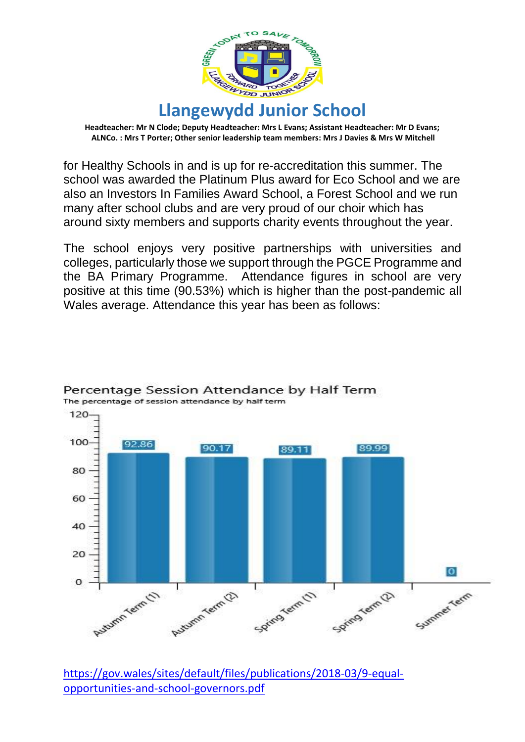for Healthy Schools in and is up for re-accreditation this summer. The school was awarded the Platinum Plus award for Eco School and we are also an Investors In Families Award School, a Forest School and we run many after school clubs and are very proud of our choir which has around sixty members and supports charity events throughout the year.

The school enjoys very positive partnerships with universities and colleges, particularly those we support through the PGCE Programme and the BA Primary Programme. Attendance figures in school are very positive at this time (90.53%) which is higher than the post-pandemic all Wales average. Attendance this year has been as follows:

**Percentage Session Attendance by Half Term**

The percentage of session attendance by half term

| Half Term | Attendance (%) |
|---|---|
| Autumn Term (1) | 92.86 |
| Autumn Term (2) | 90.17 |
| Spring Term (1) | 89.11 |
| Spring Term (2) | 89.99 |
| Summer Term | 0 |

https://gov.wales/sites/default/files/publications/2018-03/9-equal-opportunities-and-school-governors.pdf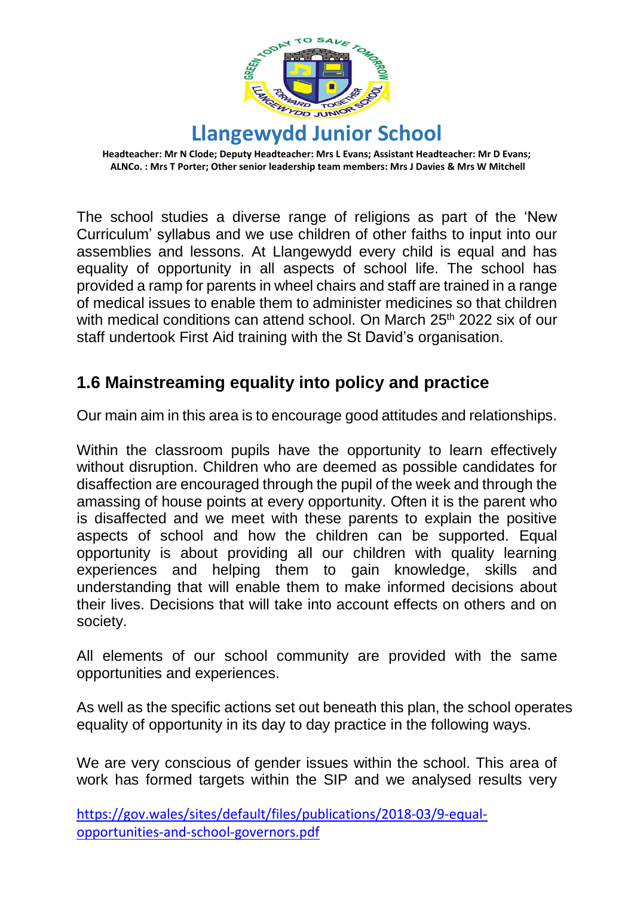The school studies a diverse range of religions as part of the 'New Curriculum' syllabus and we use children of other faiths to input into our assemblies and lessons. At Llangewydd every child is equal and has equality of opportunity in all aspects of school life. The school has provided a ramp for parents in wheel chairs and staff are trained in a range of medical issues to enable them to administer medicines so that children with medical conditions can attend school. On March 25th 2022 six of our staff undertook First Aid training with the St David's organisation.

## 1.6 Mainstreaming equality into policy and practice

Our main aim in this area is to encourage good attitudes and relationships.

Within the classroom pupils have the opportunity to learn effectively without disruption. Children who are deemed as possible candidates for disaffection are encouraged through the pupil of the week and through the amassing of house points at every opportunity. Often it is the parent who is disaffected and we meet with these parents to explain the positive aspects of school and how the children can be supported. Equal opportunity is about providing all our children with quality learning experiences and helping them to gain knowledge, skills and understanding that will enable them to make informed decisions about their lives. Decisions that will take into account effects on others and on society.

All elements of our school community are provided with the same opportunities and experiences.

As well as the specific actions set out beneath this plan, the school operates equality of opportunity in its day to day practice in the following ways.

We are very conscious of gender issues within the school. This area of work has formed targets within the SIP and we analysed results very

https://gov.wales/sites/default/files/publications/2018-03/9-equal-opportunities-and-school-governors.pdf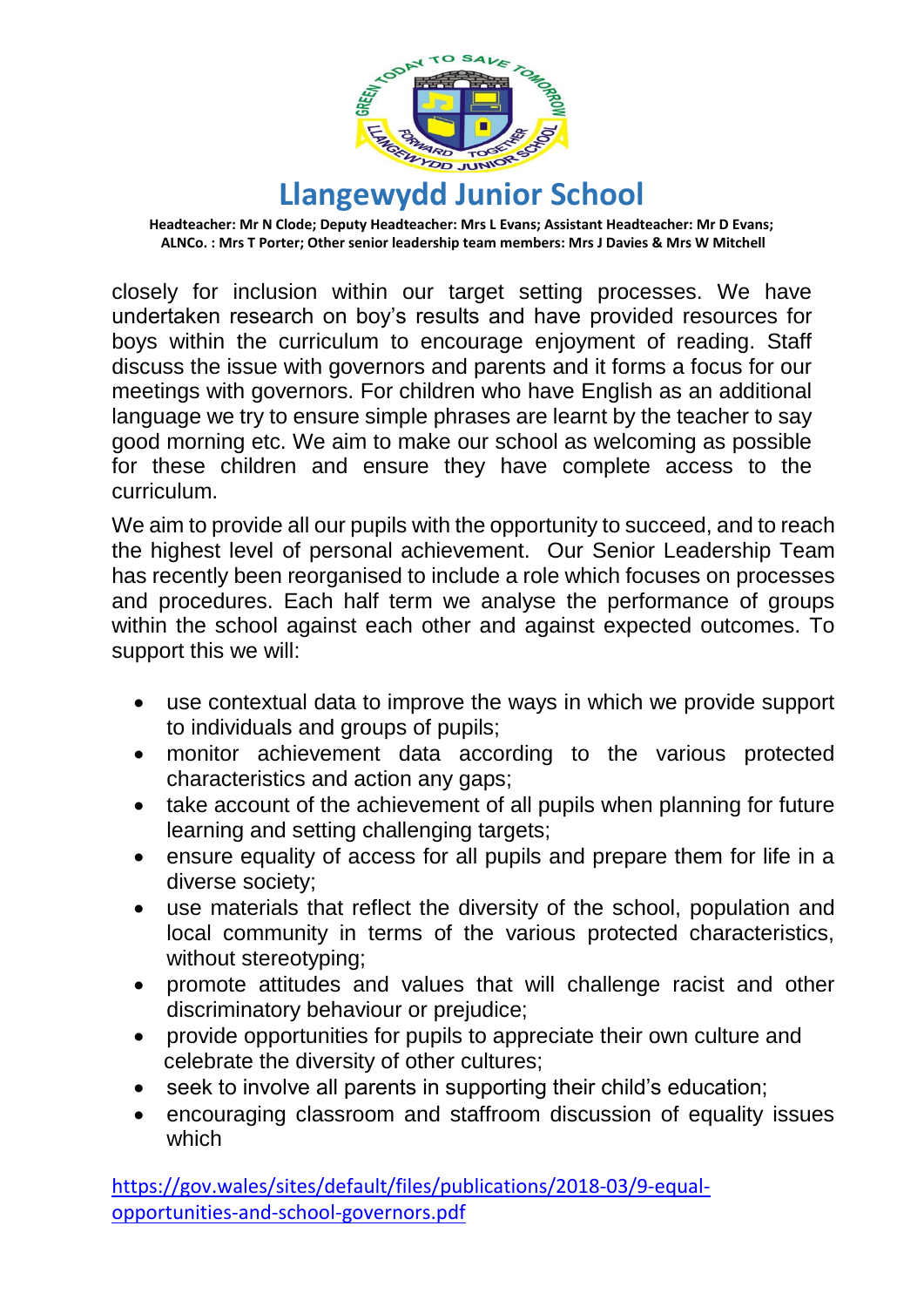closely for inclusion within our target setting processes. We have undertaken research on boy's results and have provided resources for boys within the curriculum to encourage enjoyment of reading. Staff discuss the issue with governors and parents and it forms a focus for our meetings with governors. For children who have English as an additional language we try to ensure simple phrases are learnt by the teacher to say good morning etc. We aim to make our school as welcoming as possible for these children and ensure they have complete access to the curriculum.

We aim to provide all our pupils with the opportunity to succeed, and to reach the highest level of personal achievement. Our Senior Leadership Team has recently been reorganised to include a role which focuses on processes and procedures. Each half term we analyse the performance of groups within the school against each other and against expected outcomes. To support this we will:

- use contextual data to improve the ways in which we provide support to individuals and groups of pupils;
- monitor achievement data according to the various protected characteristics and action any gaps;
- take account of the achievement of all pupils when planning for future learning and setting challenging targets;
- ensure equality of access for all pupils and prepare them for life in a diverse society;
- use materials that reflect the diversity of the school, population and local community in terms of the various protected characteristics, without stereotyping;
- promote attitudes and values that will challenge racist and other discriminatory behaviour or prejudice;
- provide opportunities for pupils to appreciate their own culture and celebrate the diversity of other cultures;
- seek to involve all parents in supporting their child's education;
- encouraging classroom and staffroom discussion of equality issues which

https://gov.wales/sites/default/files/publications/2018-03/9-equal-opportunities-and-school-governors.pdf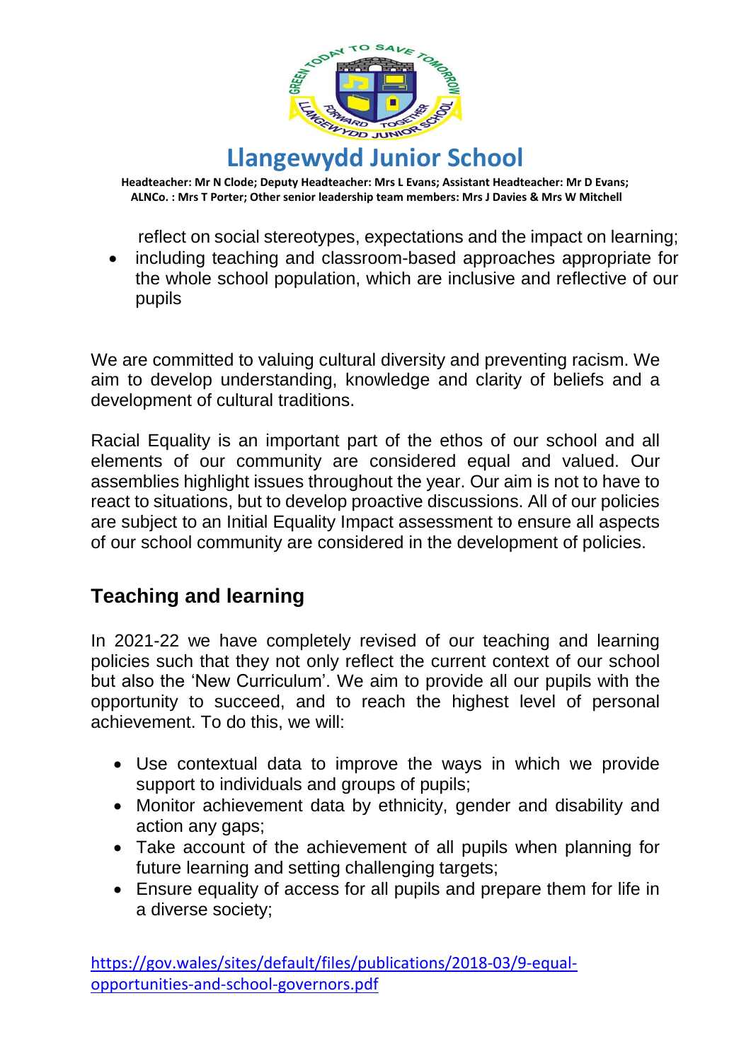reflect on social stereotypes, expectations and the impact on learning;

- including teaching and classroom-based approaches appropriate for the whole school population, which are inclusive and reflective of our pupils

We are committed to valuing cultural diversity and preventing racism. We aim to develop understanding, knowledge and clarity of beliefs and a development of cultural traditions.

Racial Equality is an important part of the ethos of our school and all elements of our community are considered equal and valued. Our assemblies highlight issues throughout the year. Our aim is not to have to react to situations, but to develop proactive discussions. All of our policies are subject to an Initial Equality Impact assessment to ensure all aspects of our school community are considered in the development of policies.

## Teaching and learning

In 2021-22 we have completely revised of our teaching and learning policies such that they not only reflect the current context of our school but also the 'New Curriculum'. We aim to provide all our pupils with the opportunity to succeed, and to reach the highest level of personal achievement. To do this, we will:

- Use contextual data to improve the ways in which we provide support to individuals and groups of pupils;
- Monitor achievement data by ethnicity, gender and disability and action any gaps;
- Take account of the achievement of all pupils when planning for future learning and setting challenging targets;
- Ensure equality of access for all pupils and prepare them for life in a diverse society;

https://gov.wales/sites/default/files/publications/2018-03/9-equal-opportunities-and-school-governors.pdf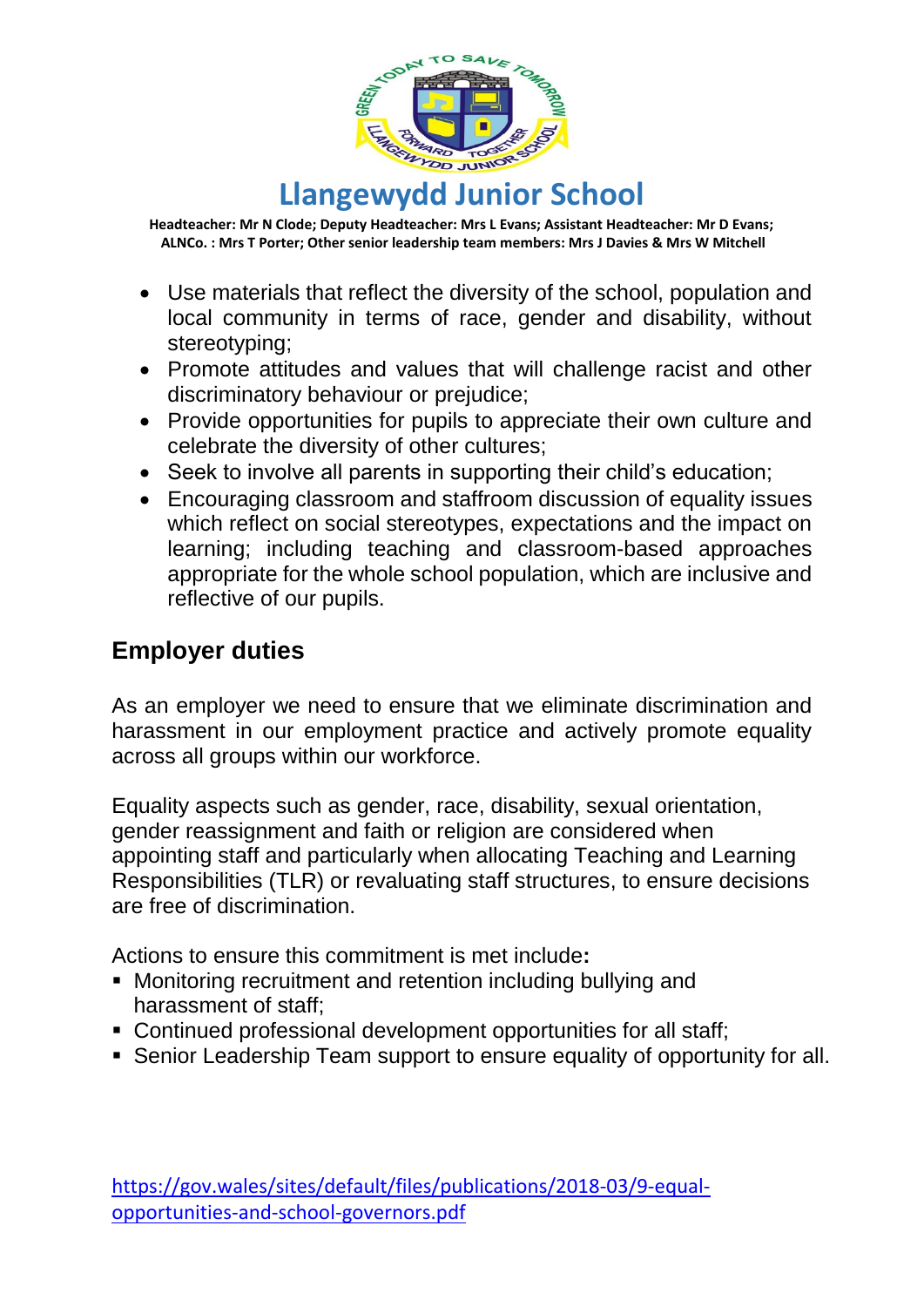- Use materials that reflect the diversity of the school, population and local community in terms of race, gender and disability, without stereotyping;
- Promote attitudes and values that will challenge racist and other discriminatory behaviour or prejudice;
- Provide opportunities for pupils to appreciate their own culture and celebrate the diversity of other cultures;
- Seek to involve all parents in supporting their child's education;
- Encouraging classroom and staffroom discussion of equality issues which reflect on social stereotypes, expectations and the impact on learning; including teaching and classroom-based approaches appropriate for the whole school population, which are inclusive and reflective of our pupils.

## Employer duties

As an employer we need to ensure that we eliminate discrimination and harassment in our employment practice and actively promote equality across all groups within our workforce.

Equality aspects such as gender, race, disability, sexual orientation, gender reassignment and faith or religion are considered when appointing staff and particularly when allocating Teaching and Learning Responsibilities (TLR) or revaluating staff structures, to ensure decisions are free of discrimination.

Actions to ensure this commitment is met include**:**

- Monitoring recruitment and retention including bullying and harassment of staff;
- Continued professional development opportunities for all staff;
- Senior Leadership Team support to ensure equality of opportunity for all.

https://gov.wales/sites/default/files/publications/2018-03/9-equal-opportunities-and-school-governors.pdf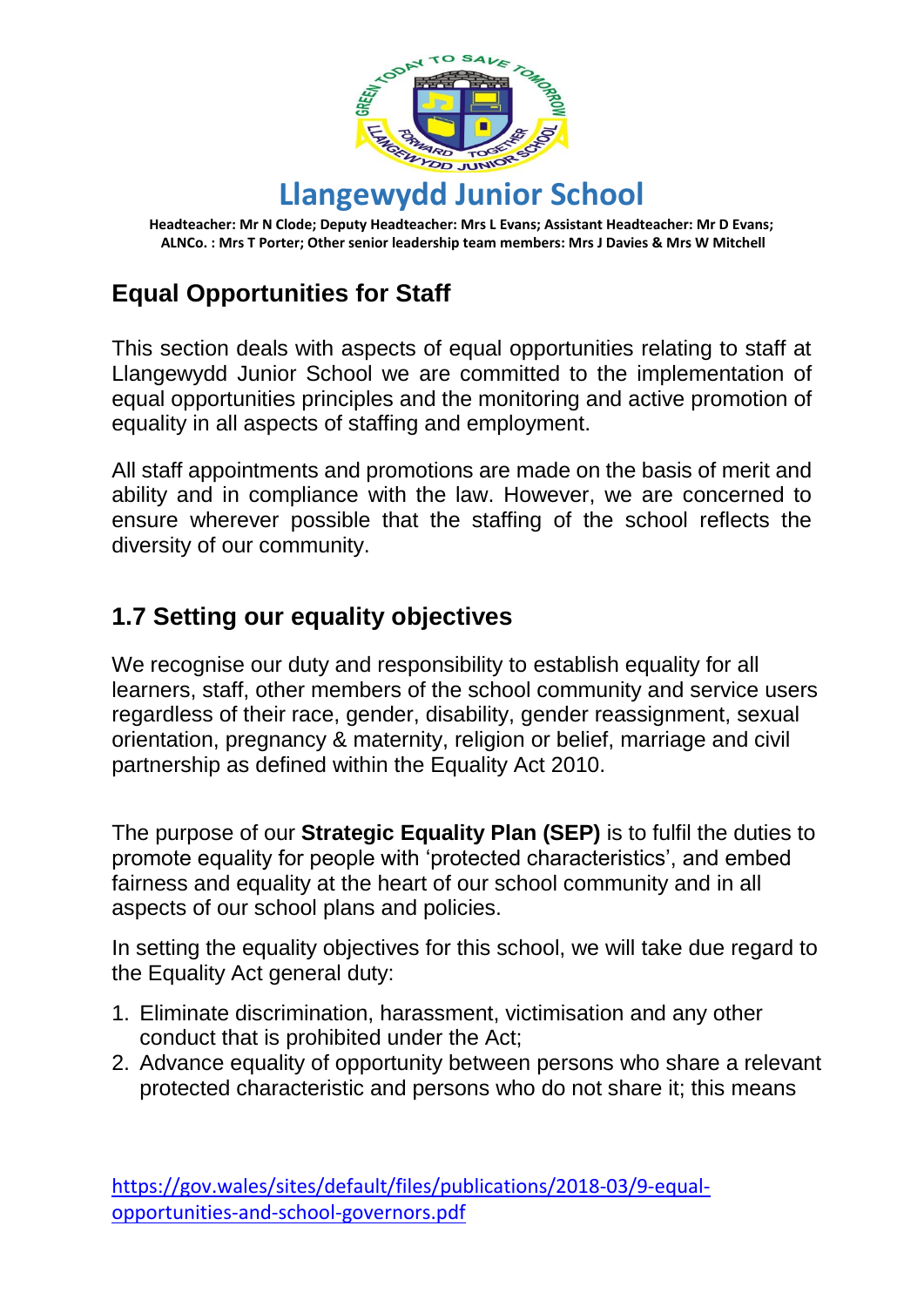# Llangewydd Junior School

**Headteacher: Mr N Clode; Deputy Headteacher: Mrs L Evans; Assistant Headteacher: Mr D Evans; ALNCo. : Mrs T Porter; Other senior leadership team members: Mrs J Davies & Mrs W Mitchell**

## Equal Opportunities for Staff

This section deals with aspects of equal opportunities relating to staff at Llangewydd Junior School we are committed to the implementation of equal opportunities principles and the monitoring and active promotion of equality in all aspects of staffing and employment.

All staff appointments and promotions are made on the basis of merit and ability and in compliance with the law. However, we are concerned to ensure wherever possible that the staffing of the school reflects the diversity of our community.

## 1.7 Setting our equality objectives

We recognise our duty and responsibility to establish equality for all learners, staff, other members of the school community and service users regardless of their race, gender, disability, gender reassignment, sexual orientation, pregnancy & maternity, religion or belief, marriage and civil partnership as defined within the Equality Act 2010.

The purpose of our **Strategic Equality Plan (SEP)** is to fulfil the duties to promote equality for people with 'protected characteristics', and embed fairness and equality at the heart of our school community and in all aspects of our school plans and policies.

In setting the equality objectives for this school, we will take due regard to the Equality Act general duty:

1. Eliminate discrimination, harassment, victimisation and any other conduct that is prohibited under the Act;
2. Advance equality of opportunity between persons who share a relevant protected characteristic and persons who do not share it; this means

https://gov.wales/sites/default/files/publications/2018-03/9-equal-opportunities-and-school-governors.pdf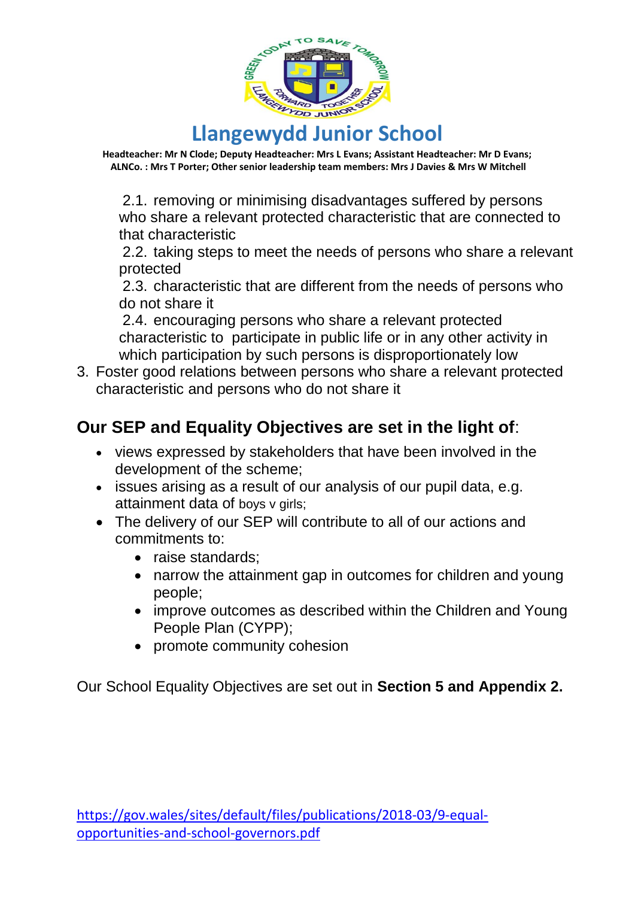2.1. removing or minimising disadvantages suffered by persons who share a relevant protected characteristic that are connected to that characteristic

2.2. taking steps to meet the needs of persons who share a relevant protected

2.3. characteristic that are different from the needs of persons who do not share it

2.4. encouraging persons who share a relevant protected characteristic to participate in public life or in any other activity in which participation by such persons is disproportionately low

3. Foster good relations between persons who share a relevant protected characteristic and persons who do not share it

## Our SEP and Equality Objectives are set in the light of:

- views expressed by stakeholders that have been involved in the development of the scheme;
- issues arising as a result of our analysis of our pupil data, e.g. attainment data of boys v girls;
- The delivery of our SEP will contribute to all of our actions and commitments to:
  - raise standards;
  - narrow the attainment gap in outcomes for children and young people;
  - improve outcomes as described within the Children and Young People Plan (CYPP);
  - promote community cohesion

Our School Equality Objectives are set out in **Section 5 and Appendix 2.**

https://gov.wales/sites/default/files/publications/2018-03/9-equal-opportunities-and-school-governors.pdf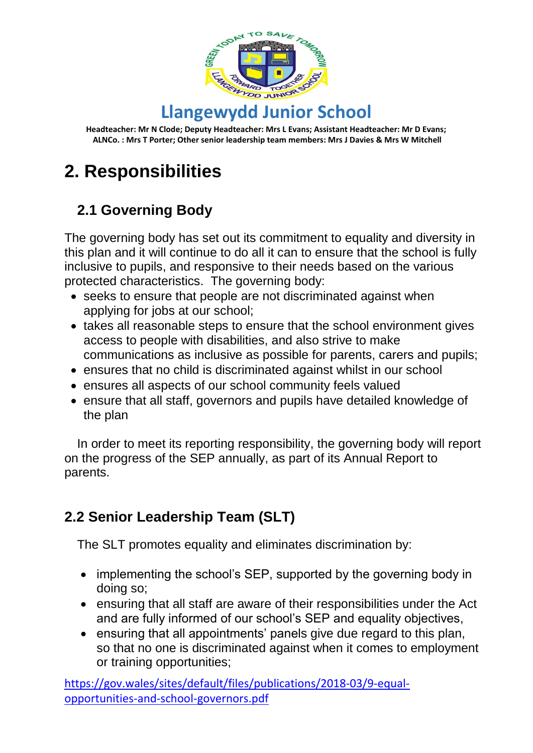# 2. Responsibilities

## 2.1 Governing Body

The governing body has set out its commitment to equality and diversity in this plan and it will continue to do all it can to ensure that the school is fully inclusive to pupils, and responsive to their needs based on the various protected characteristics. The governing body:

- seeks to ensure that people are not discriminated against when applying for jobs at our school;
- takes all reasonable steps to ensure that the school environment gives access to people with disabilities, and also strive to make communications as inclusive as possible for parents, carers and pupils;
- ensures that no child is discriminated against whilst in our school
- ensures all aspects of our school community feels valued
- ensure that all staff, governors and pupils have detailed knowledge of the plan

In order to meet its reporting responsibility, the governing body will report on the progress of the SEP annually, as part of its Annual Report to parents.

## 2.2 Senior Leadership Team (SLT)

The SLT promotes equality and eliminates discrimination by:

- implementing the school's SEP, supported by the governing body in doing so;
- ensuring that all staff are aware of their responsibilities under the Act and are fully informed of our school's SEP and equality objectives,
- ensuring that all appointments' panels give due regard to this plan, so that no one is discriminated against when it comes to employment or training opportunities;

https://gov.wales/sites/default/files/publications/2018-03/9-equal-opportunities-and-school-governors.pdf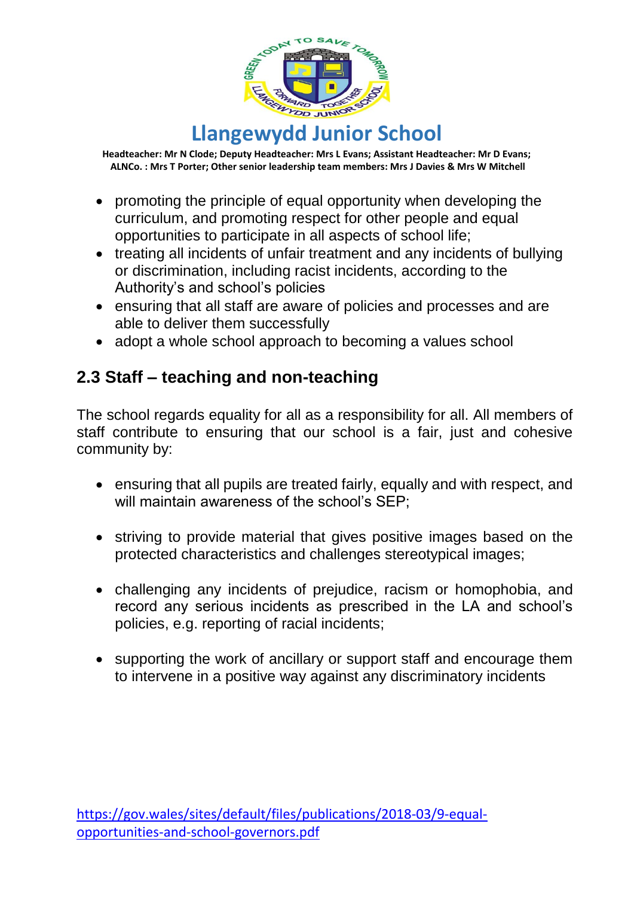- promoting the principle of equal opportunity when developing the curriculum, and promoting respect for other people and equal opportunities to participate in all aspects of school life;
- treating all incidents of unfair treatment and any incidents of bullying or discrimination, including racist incidents, according to the Authority's and school's policies
- ensuring that all staff are aware of policies and processes and are able to deliver them successfully
- adopt a whole school approach to becoming a values school

## 2.3 Staff – teaching and non-teaching

The school regards equality for all as a responsibility for all. All members of staff contribute to ensuring that our school is a fair, just and cohesive community by:

- ensuring that all pupils are treated fairly, equally and with respect, and will maintain awareness of the school's SEP;
- striving to provide material that gives positive images based on the protected characteristics and challenges stereotypical images;
- challenging any incidents of prejudice, racism or homophobia, and record any serious incidents as prescribed in the LA and school's policies, e.g. reporting of racial incidents;
- supporting the work of ancillary or support staff and encourage them to intervene in a positive way against any discriminatory incidents

https://gov.wales/sites/default/files/publications/2018-03/9-equal-opportunities-and-school-governors.pdf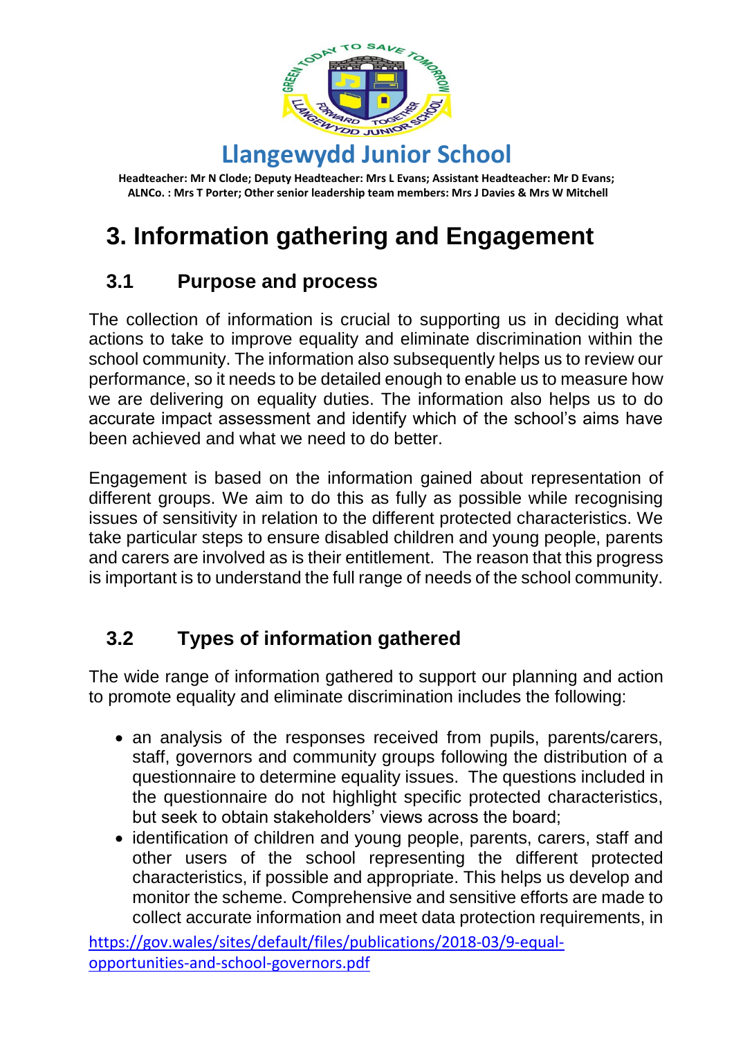# 3. Information gathering and Engagement

## 3.1 Purpose and process

The collection of information is crucial to supporting us in deciding what actions to take to improve equality and eliminate discrimination within the school community. The information also subsequently helps us to review our performance, so it needs to be detailed enough to enable us to measure how we are delivering on equality duties. The information also helps us to do accurate impact assessment and identify which of the school's aims have been achieved and what we need to do better.

Engagement is based on the information gained about representation of different groups. We aim to do this as fully as possible while recognising issues of sensitivity in relation to the different protected characteristics. We take particular steps to ensure disabled children and young people, parents and carers are involved as is their entitlement. The reason that this progress is important is to understand the full range of needs of the school community.

## 3.2 Types of information gathered

The wide range of information gathered to support our planning and action to promote equality and eliminate discrimination includes the following:

- an analysis of the responses received from pupils, parents/carers, staff, governors and community groups following the distribution of a questionnaire to determine equality issues. The questions included in the questionnaire do not highlight specific protected characteristics, but seek to obtain stakeholders' views across the board;
- identification of children and young people, parents, carers, staff and other users of the school representing the different protected characteristics, if possible and appropriate. This helps us develop and monitor the scheme. Comprehensive and sensitive efforts are made to collect accurate information and meet data protection requirements, in

https://gov.wales/sites/default/files/publications/2018-03/9-equal-opportunities-and-school-governors.pdf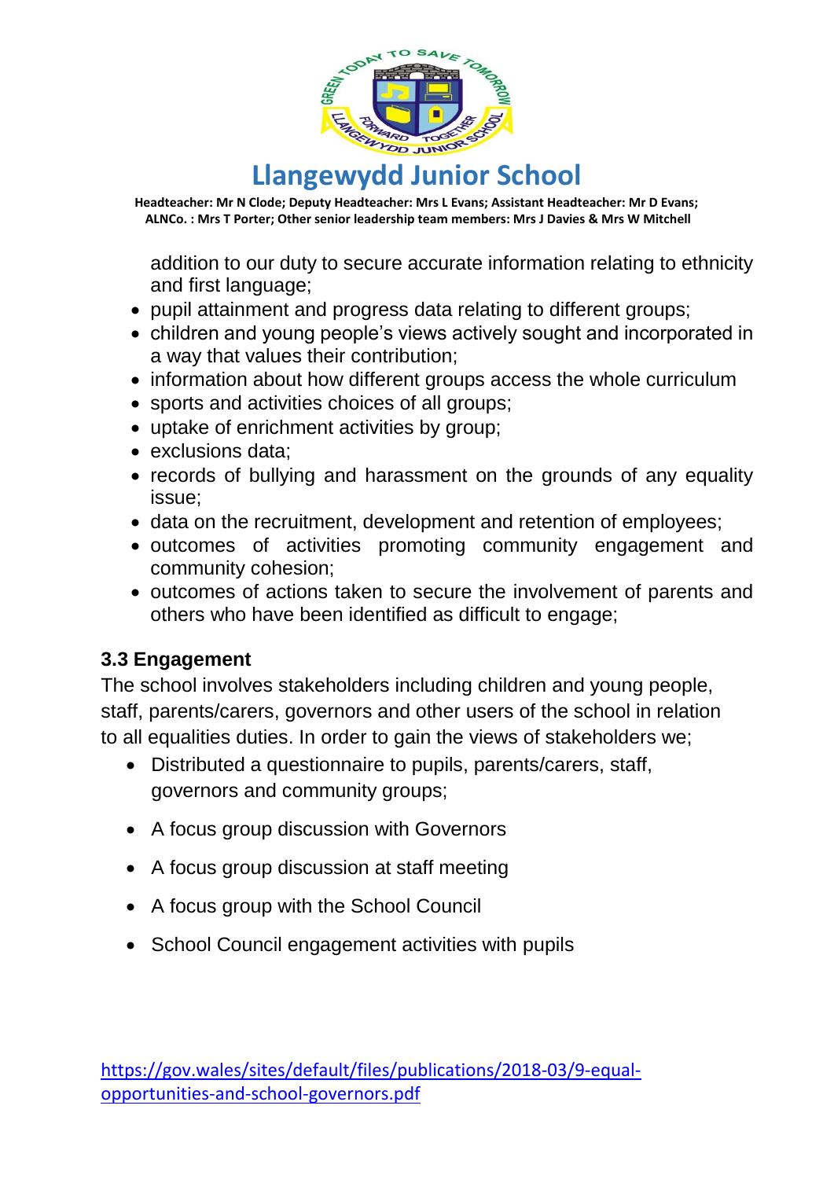addition to our duty to secure accurate information relating to ethnicity and first language;

- pupil attainment and progress data relating to different groups;
- children and young people's views actively sought and incorporated in a way that values their contribution;
- information about how different groups access the whole curriculum
- sports and activities choices of all groups;
- uptake of enrichment activities by group;
- exclusions data;
- records of bullying and harassment on the grounds of any equality issue;
- data on the recruitment, development and retention of employees;
- outcomes of activities promoting community engagement and community cohesion;
- outcomes of actions taken to secure the involvement of parents and others who have been identified as difficult to engage;

### 3.3 Engagement

The school involves stakeholders including children and young people, staff, parents/carers, governors and other users of the school in relation to all equalities duties. In order to gain the views of stakeholders we;

- Distributed a questionnaire to pupils, parents/carers, staff, governors and community groups;
- A focus group discussion with Governors
- A focus group discussion at staff meeting
- A focus group with the School Council
- School Council engagement activities with pupils

https://gov.wales/sites/default/files/publications/2018-03/9-equal-opportunities-and-school-governors.pdf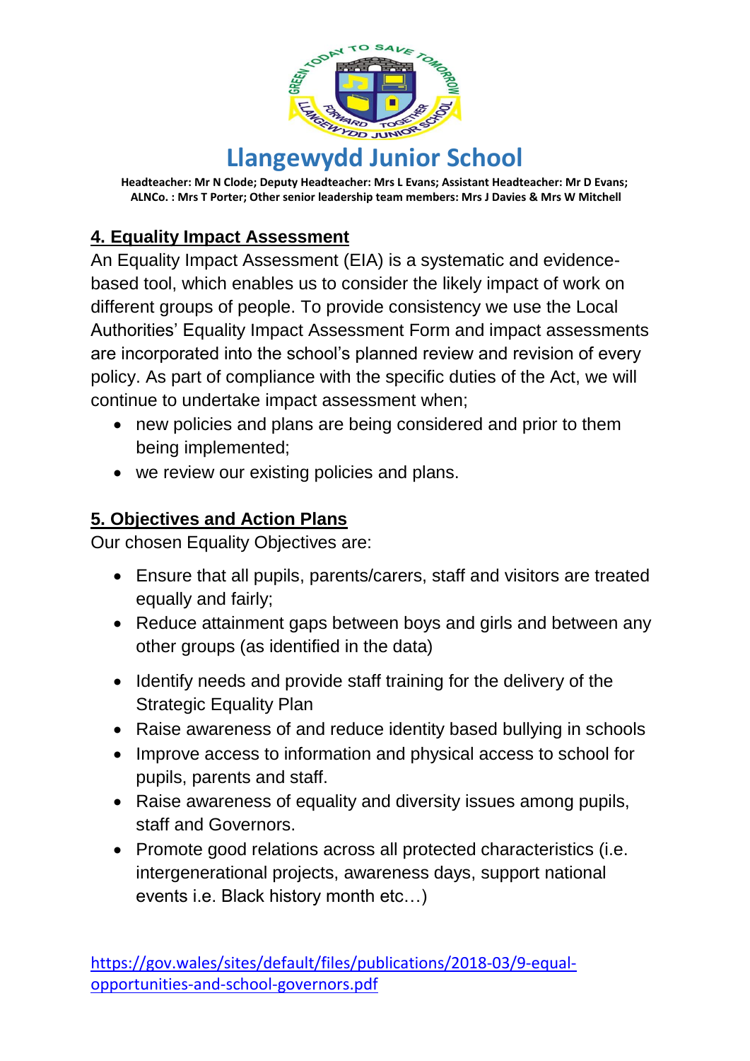# Llangewydd Junior School

**Headteacher: Mr N Clode; Deputy Headteacher: Mrs L Evans; Assistant Headteacher: Mr D Evans; ALNCo. : Mrs T Porter; Other senior leadership team members: Mrs J Davies & Mrs W Mitchell**

## 4. Equality Impact Assessment

An Equality Impact Assessment (EIA) is a systematic and evidence-based tool, which enables us to consider the likely impact of work on different groups of people. To provide consistency we use the Local Authorities' Equality Impact Assessment Form and impact assessments are incorporated into the school's planned review and revision of every policy. As part of compliance with the specific duties of the Act, we will continue to undertake impact assessment when;

- new policies and plans are being considered and prior to them being implemented;
- we review our existing policies and plans.

## 5. Objectives and Action Plans

Our chosen Equality Objectives are:

- Ensure that all pupils, parents/carers, staff and visitors are treated equally and fairly;
- Reduce attainment gaps between boys and girls and between any other groups (as identified in the data)
- Identify needs and provide staff training for the delivery of the Strategic Equality Plan
- Raise awareness of and reduce identity based bullying in schools
- Improve access to information and physical access to school for pupils, parents and staff.
- Raise awareness of equality and diversity issues among pupils, staff and Governors.
- Promote good relations across all protected characteristics (i.e. intergenerational projects, awareness days, support national events i.e. Black history month etc…)

https://gov.wales/sites/default/files/publications/2018-03/9-equal-opportunities-and-school-governors.pdf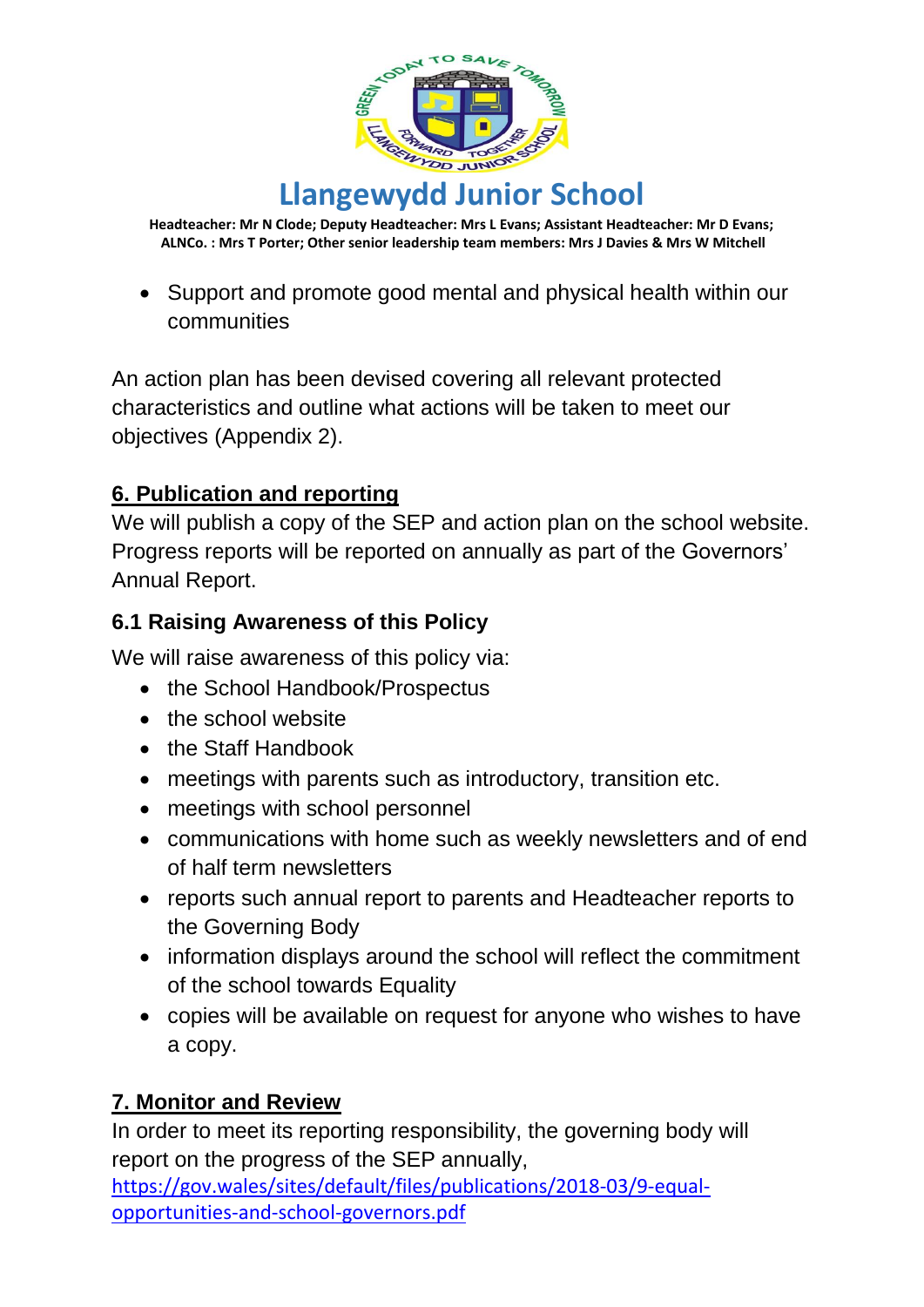- Support and promote good mental and physical health within our communities

An action plan has been devised covering all relevant protected characteristics and outline what actions will be taken to meet our objectives (Appendix 2).

## 6. Publication and reporting

We will publish a copy of the SEP and action plan on the school website. Progress reports will be reported on annually as part of the Governors' Annual Report.

### 6.1 Raising Awareness of this Policy

We will raise awareness of this policy via:

- the School Handbook/Prospectus
- the school website
- the Staff Handbook
- meetings with parents such as introductory, transition etc.
- meetings with school personnel
- communications with home such as weekly newsletters and of end of half term newsletters
- reports such annual report to parents and Headteacher reports to the Governing Body
- information displays around the school will reflect the commitment of the school towards Equality
- copies will be available on request for anyone who wishes to have a copy.

## 7. Monitor and Review

In order to meet its reporting responsibility, the governing body will report on the progress of the SEP annually,
https://gov.wales/sites/default/files/publications/2018-03/9-equal-opportunities-and-school-governors.pdf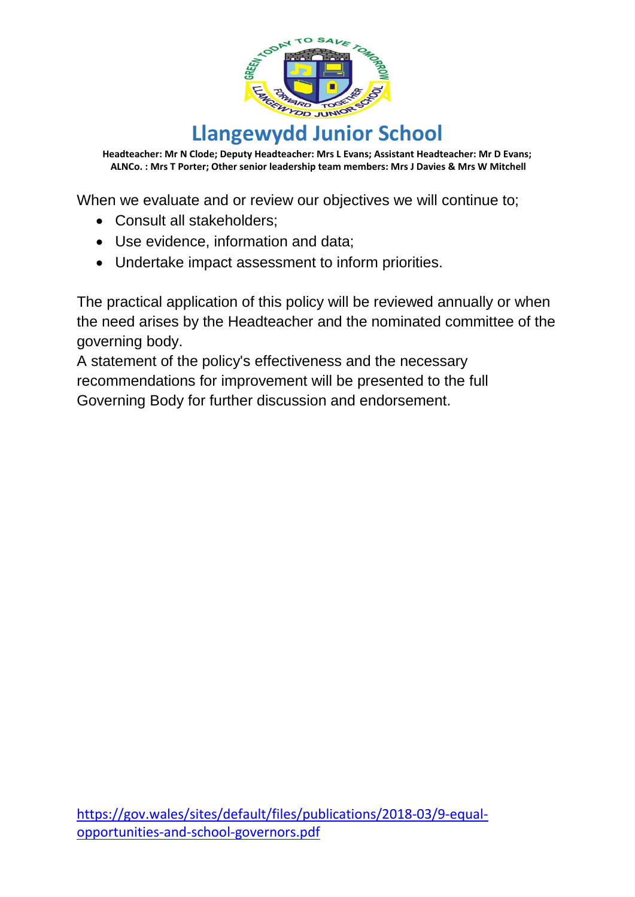When we evaluate and or review our objectives we will continue to;

- Consult all stakeholders;
- Use evidence, information and data;
- Undertake impact assessment to inform priorities.

The practical application of this policy will be reviewed annually or when the need arises by the Headteacher and the nominated committee of the governing body.

A statement of the policy's effectiveness and the necessary recommendations for improvement will be presented to the full Governing Body for further discussion and endorsement.

https://gov.wales/sites/default/files/publications/2018-03/9-equal-opportunities-and-school-governors.pdf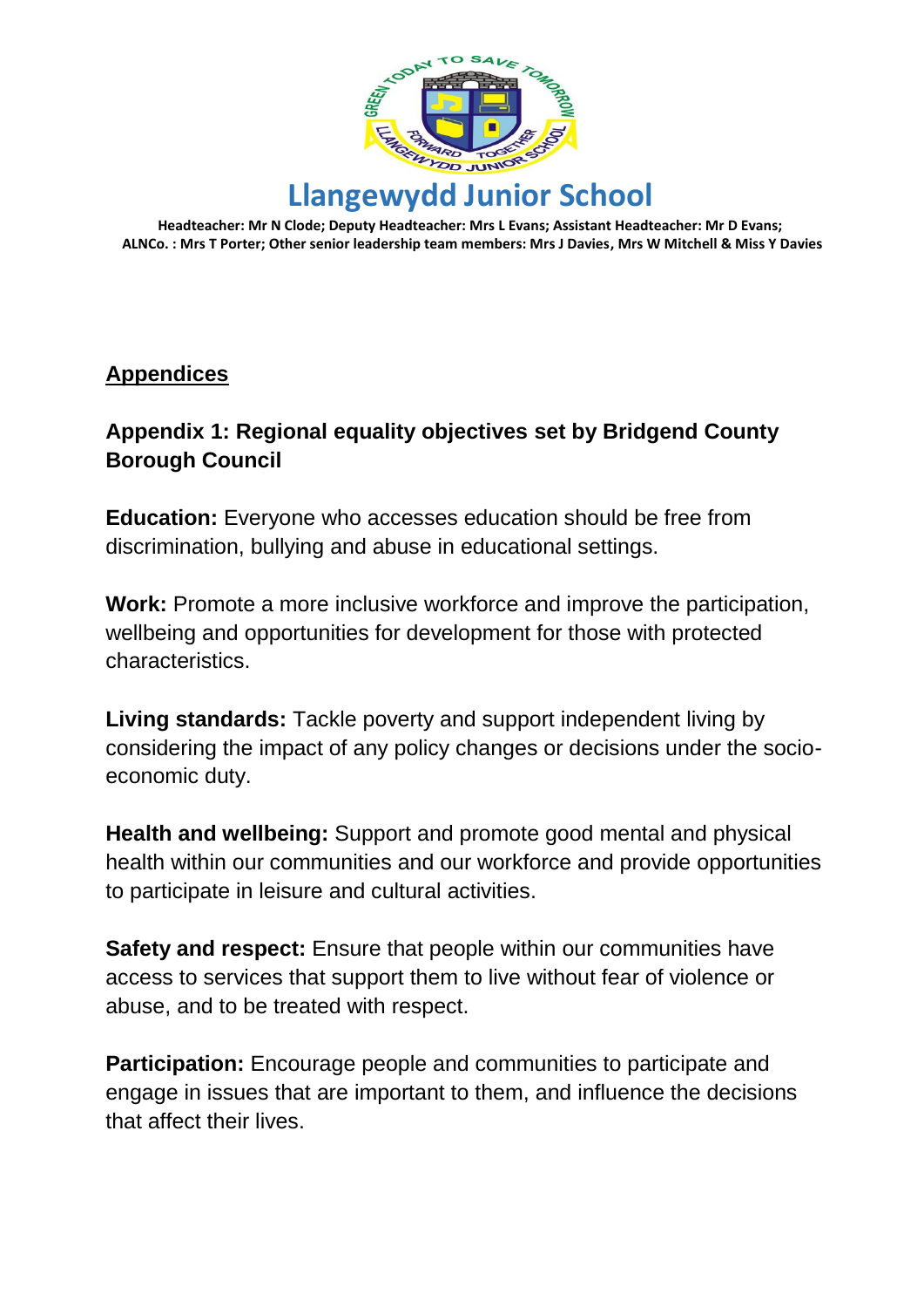## Appendices

### Appendix 1: Regional equality objectives set by Bridgend County Borough Council

**Education:** Everyone who accesses education should be free from discrimination, bullying and abuse in educational settings.

**Work:** Promote a more inclusive workforce and improve the participation, wellbeing and opportunities for development for those with protected characteristics.

**Living standards:** Tackle poverty and support independent living by considering the impact of any policy changes or decisions under the socio-economic duty.

**Health and wellbeing:** Support and promote good mental and physical health within our communities and our workforce and provide opportunities to participate in leisure and cultural activities.

**Safety and respect:** Ensure that people within our communities have access to services that support them to live without fear of violence or abuse, and to be treated with respect.

**Participation:** Encourage people and communities to participate and engage in issues that are important to them, and influence the decisions that affect their lives.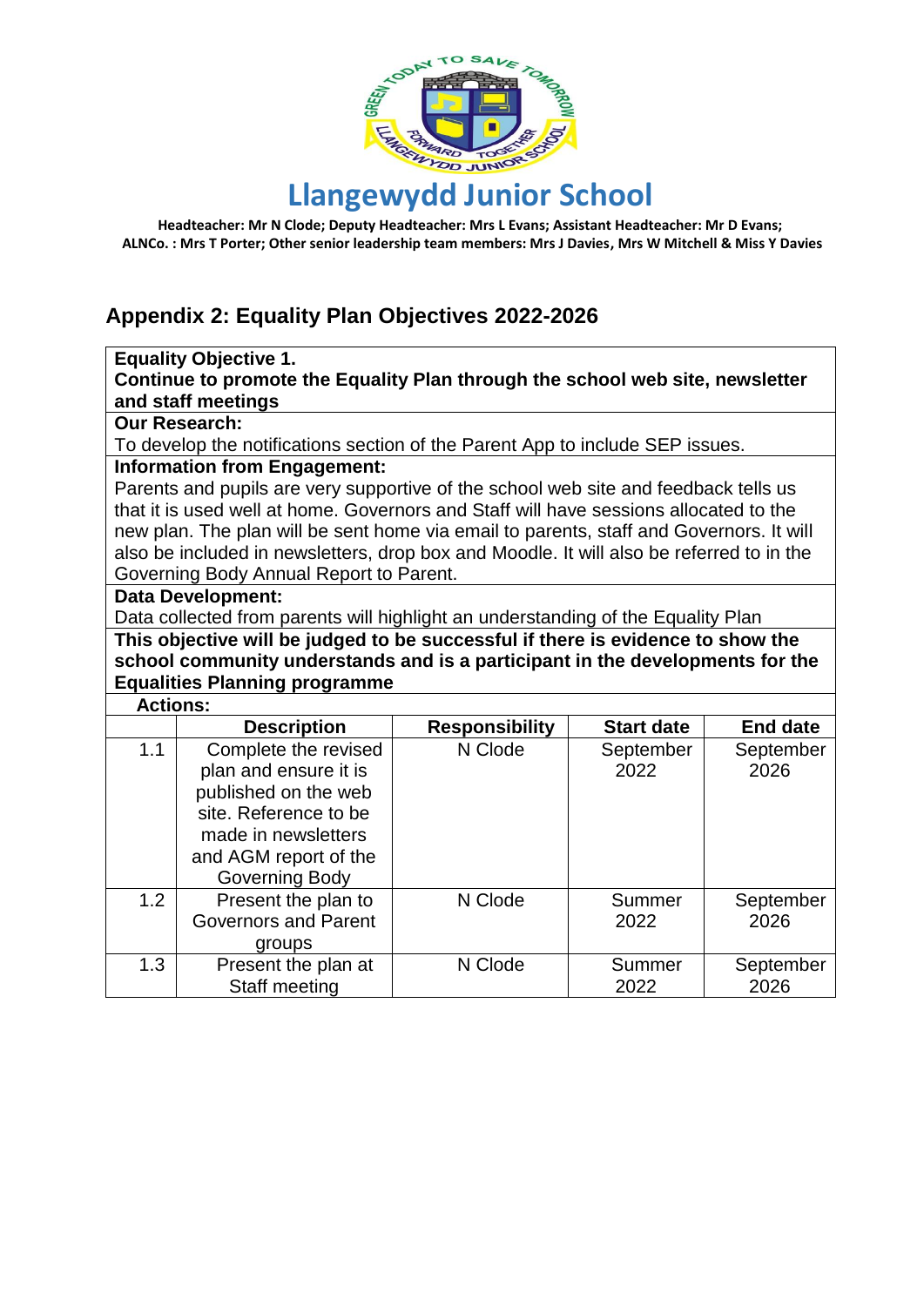# Llangewydd Junior School

**Headteacher: Mr N Clode; Deputy Headteacher: Mrs L Evans; Assistant Headteacher: Mr D Evans; ALNCo. : Mrs T Porter; Other senior leadership team members: Mrs J Davies, Mrs W Mitchell & Miss Y Davies**

## Appendix 2: Equality Plan Objectives 2022-2026

**Equality Objective 1.**
**Continue to promote the Equality Plan through the school web site, newsletter and staff meetings**

**Our Research:**
To develop the notifications section of the Parent App to include SEP issues.

**Information from Engagement:**
Parents and pupils are very supportive of the school web site and feedback tells us that it is used well at home. Governors and Staff will have sessions allocated to the new plan. The plan will be sent home via email to parents, staff and Governors. It will also be included in newsletters, drop box and Moodle. It will also be referred to in the Governing Body Annual Report to Parent.

**Data Development:**
Data collected from parents will highlight an understanding of the Equality Plan

**This objective will be judged to be successful if there is evidence to show the school community understands and is a participant in the developments for the Equalities Planning programme**

**Actions:**

| | Description | Responsibility | Start date | End date |
|---|---|---|---|---|
| 1.1 | Complete the revised plan and ensure it is published on the web site. Reference to be made in newsletters and AGM report of the Governing Body | N Clode | September 2022 | September 2026 |
| 1.2 | Present the plan to Governors and Parent groups | N Clode | Summer 2022 | September 2026 |
| 1.3 | Present the plan at Staff meeting | N Clode | Summer 2022 | September 2026 |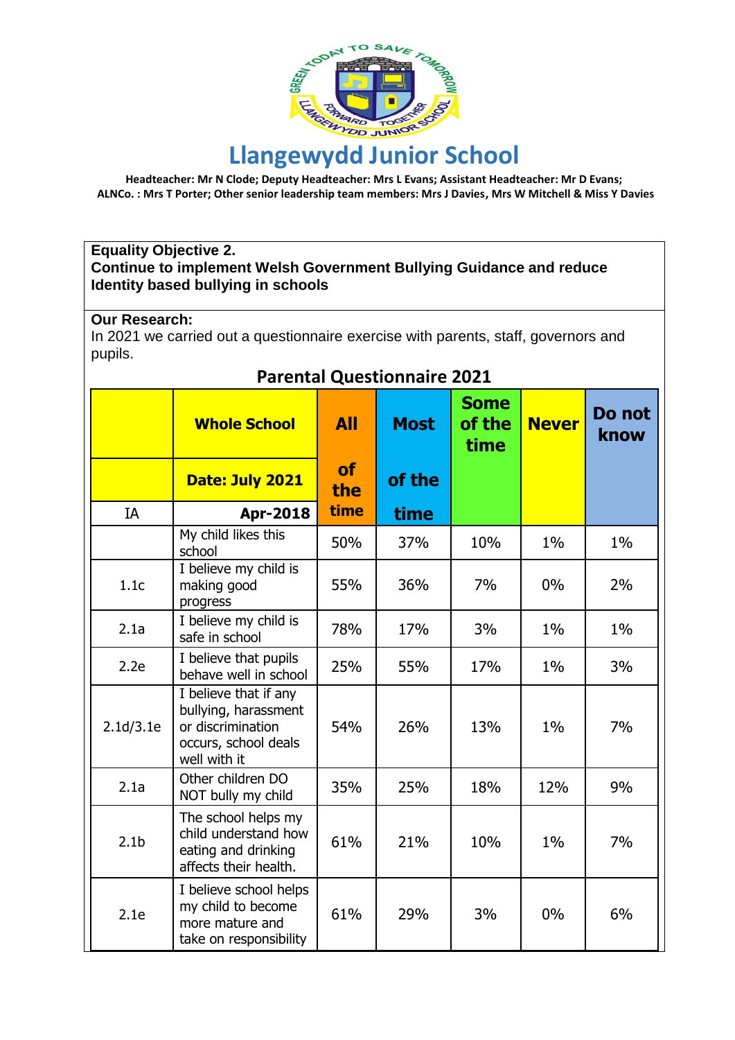# Llangewydd Junior School

**Headteacher: Mr N Clode; Deputy Headteacher: Mrs L Evans; Assistant Headteacher: Mr D Evans; ALNCo. : Mrs T Porter; Other senior leadership team members: Mrs J Davies, Mrs W Mitchell & Miss Y Davies**

**Equality Objective 2.**
**Continue to implement Welsh Government Bullying Guidance and reduce Identity based bullying in schools**

**Our Research:**
In 2021 we carried out a questionnaire exercise with parents, staff, governors and pupils.

## Parental Questionnaire 2021

| | Whole School | All of the time | Most of the time | Some of the time | Never | Do not know |
|---|---|---|---|---|---|---|
| | Date: July 2021 | | | | | |
| IA | Apr-2018 | | | | | |
| | My child likes this school | 50% | 37% | 10% | 1% | 1% |
| 1.1c | I believe my child is making good progress | 55% | 36% | 7% | 0% | 2% |
| 2.1a | I believe my child is safe in school | 78% | 17% | 3% | 1% | 1% |
| 2.2e | I believe that pupils behave well in school | 25% | 55% | 17% | 1% | 3% |
| 2.1d/3.1e | I believe that if any bullying, harassment or discrimination occurs, school deals well with it | 54% | 26% | 13% | 1% | 7% |
| 2.1a | Other children DO NOT bully my child | 35% | 25% | 18% | 12% | 9% |
| 2.1b | The school helps my child understand how eating and drinking affects their health. | 61% | 21% | 10% | 1% | 7% |
| 2.1e | I believe school helps my child to become more mature and take on responsibility | 61% | 29% | 3% | 0% | 6% |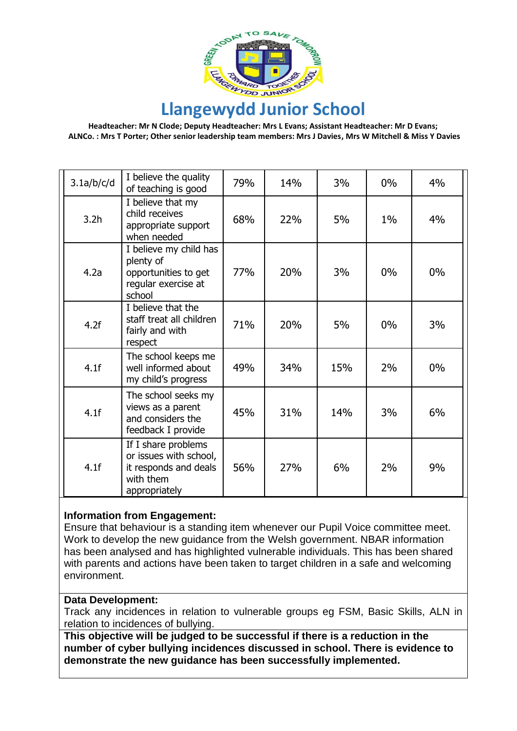# Llangewydd Junior School

**Headteacher: Mr N Clode; Deputy Headteacher: Mrs L Evans; Assistant Headteacher: Mr D Evans; ALNCo. : Mrs T Porter; Other senior leadership team members: Mrs J Davies, Mrs W Mitchell & Miss Y Davies**

| | | | | | | |
|---|---|---|---|---|---|---|
| 3.1a/b/c/d | I believe the quality of teaching is good | 79% | 14% | 3% | 0% | 4% |
| 3.2h | I believe that my child receives appropriate support when needed | 68% | 22% | 5% | 1% | 4% |
| 4.2a | I believe my child has plenty of opportunities to get regular exercise at school | 77% | 20% | 3% | 0% | 0% |
| 4.2f | I believe that the staff treat all children fairly and with respect | 71% | 20% | 5% | 0% | 3% |
| 4.1f | The school keeps me well informed about my child's progress | 49% | 34% | 15% | 2% | 0% |
| 4.1f | The school seeks my views as a parent and considers the feedback I provide | 45% | 31% | 14% | 3% | 6% |
| 4.1f | If I share problems or issues with school, it responds and deals with them appropriately | 56% | 27% | 6% | 2% | 9% |

**Information from Engagement:**
Ensure that behaviour is a standing item whenever our Pupil Voice committee meet. Work to develop the new guidance from the Welsh government. NBAR information has been analysed and has highlighted vulnerable individuals. This has been shared with parents and actions have been taken to target children in a safe and welcoming environment.

**Data Development:**
Track any incidences in relation to vulnerable groups eg FSM, Basic Skills, ALN in relation to incidences of bullying.

**This objective will be judged to be successful if there is a reduction in the number of cyber bullying incidences discussed in school. There is evidence to demonstrate the new guidance has been successfully implemented.**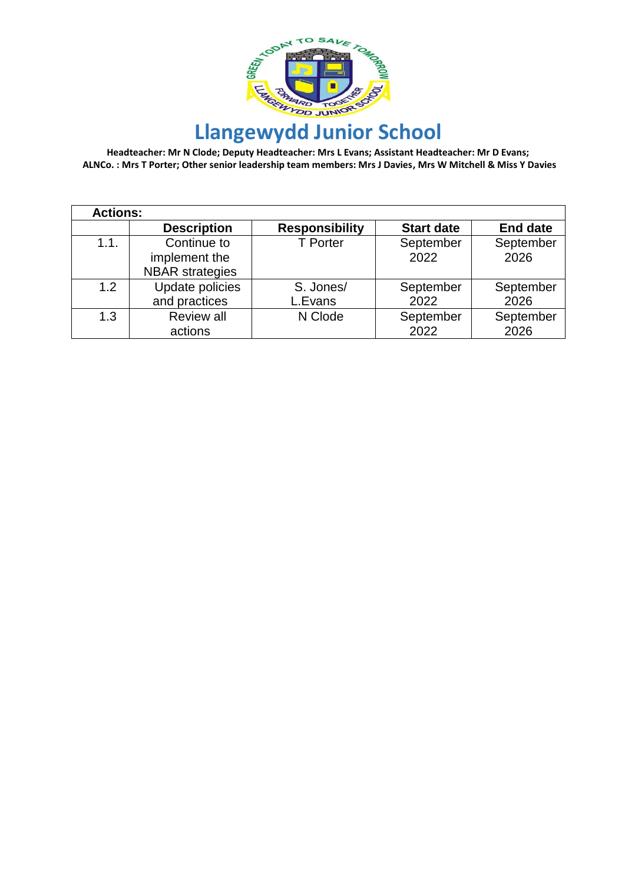# Llangewydd Junior School

**Headteacher: Mr N Clode; Deputy Headteacher: Mrs L Evans; Assistant Headteacher: Mr D Evans; ALNCo. : Mrs T Porter; Other senior leadership team members: Mrs J Davies, Mrs W Mitchell & Miss Y Davies**

| **Actions:** | | | | |
|---|---|---|---|---|
| | **Description** | **Responsibility** | **Start date** | **End date** |
| 1.1. | Continue to implement the NBAR strategies | T Porter | September 2022 | September 2026 |
| 1.2 | Update policies and practices | S. Jones/ L.Evans | September 2022 | September 2026 |
| 1.3 | Review all actions | N Clode | September 2022 | September 2026 |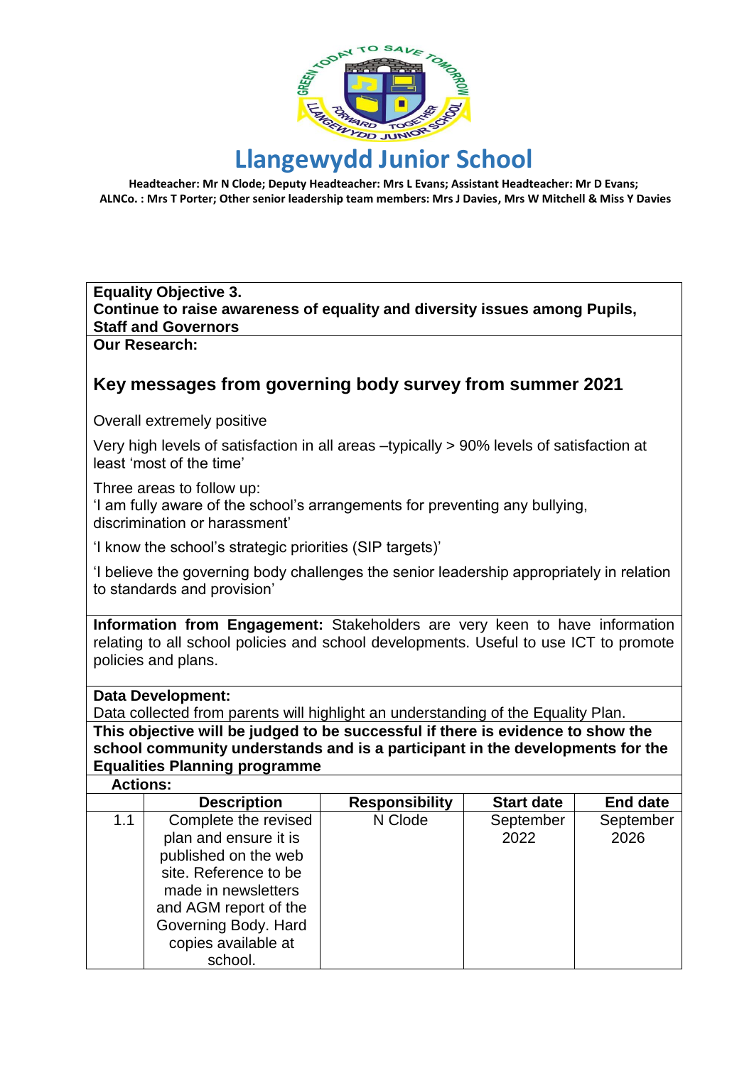# Llangewydd Junior School

**Headteacher: Mr N Clode; Deputy Headteacher: Mrs L Evans; Assistant Headteacher: Mr D Evans; ALNCo. : Mrs T Porter; Other senior leadership team members: Mrs J Davies, Mrs W Mitchell & Miss Y Davies**

**Equality Objective 3.**
**Continue to raise awareness of equality and diversity issues among Pupils, Staff and Governors**

**Our Research:**

### Key messages from governing body survey from summer 2021

Overall extremely positive

Very high levels of satisfaction in all areas –typically > 90% levels of satisfaction at least 'most of the time'

Three areas to follow up:
'I am fully aware of the school's arrangements for preventing any bullying, discrimination or harassment'

'I know the school's strategic priorities (SIP targets)'

'I believe the governing body challenges the senior leadership appropriately in relation to standards and provision'

**Information from Engagement:** Stakeholders are very keen to have information relating to all school policies and school developments. Useful to use ICT to promote policies and plans.

**Data Development:**
Data collected from parents will highlight an understanding of the Equality Plan.

**This objective will be judged to be successful if there is evidence to show the school community understands and is a participant in the developments for the Equalities Planning programme**

**Actions:**

| | Description | Responsibility | Start date | End date |
|---|---|---|---|---|
| 1.1 | Complete the revised plan and ensure it is published on the web site. Reference to be made in newsletters and AGM report of the Governing Body. Hard copies available at school. | N Clode | September 2022 | September 2026 |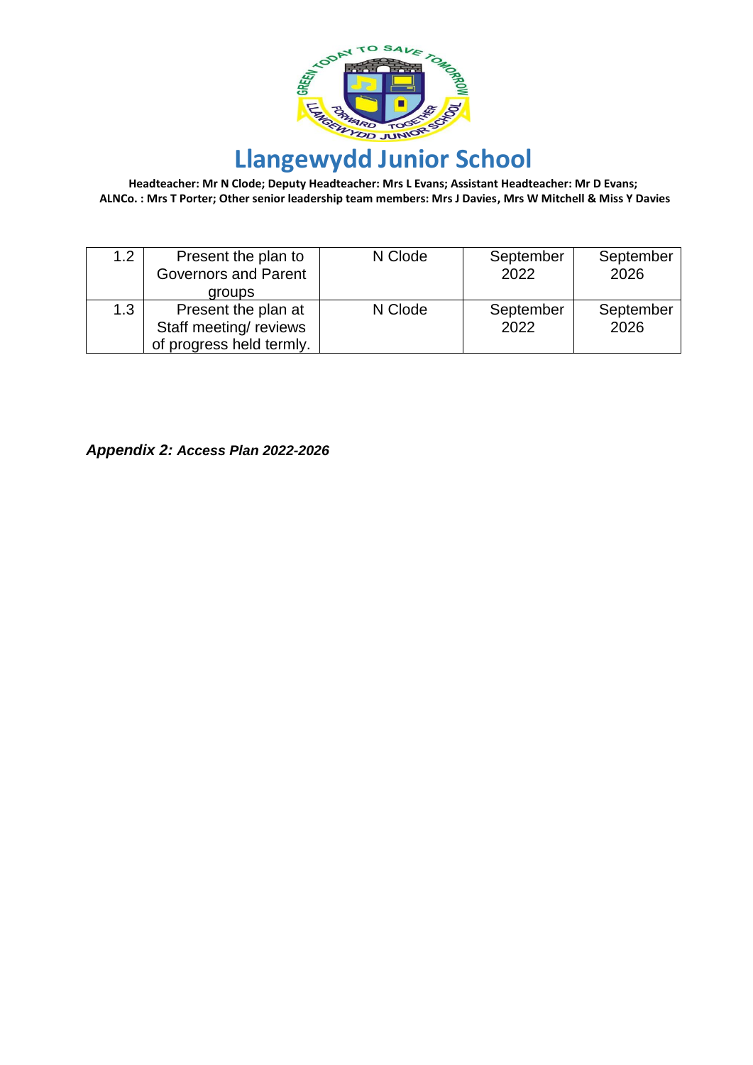| 1.2 | Present the plan to Governors and Parent groups | N Clode | September 2022 | September 2026 |
|---|---|---|---|---|
| 1.3 | Present the plan at Staff meeting/ reviews of progress held termly. | N Clode | September 2022 | September 2026 |

***Appendix 2: Access Plan 2022-2026***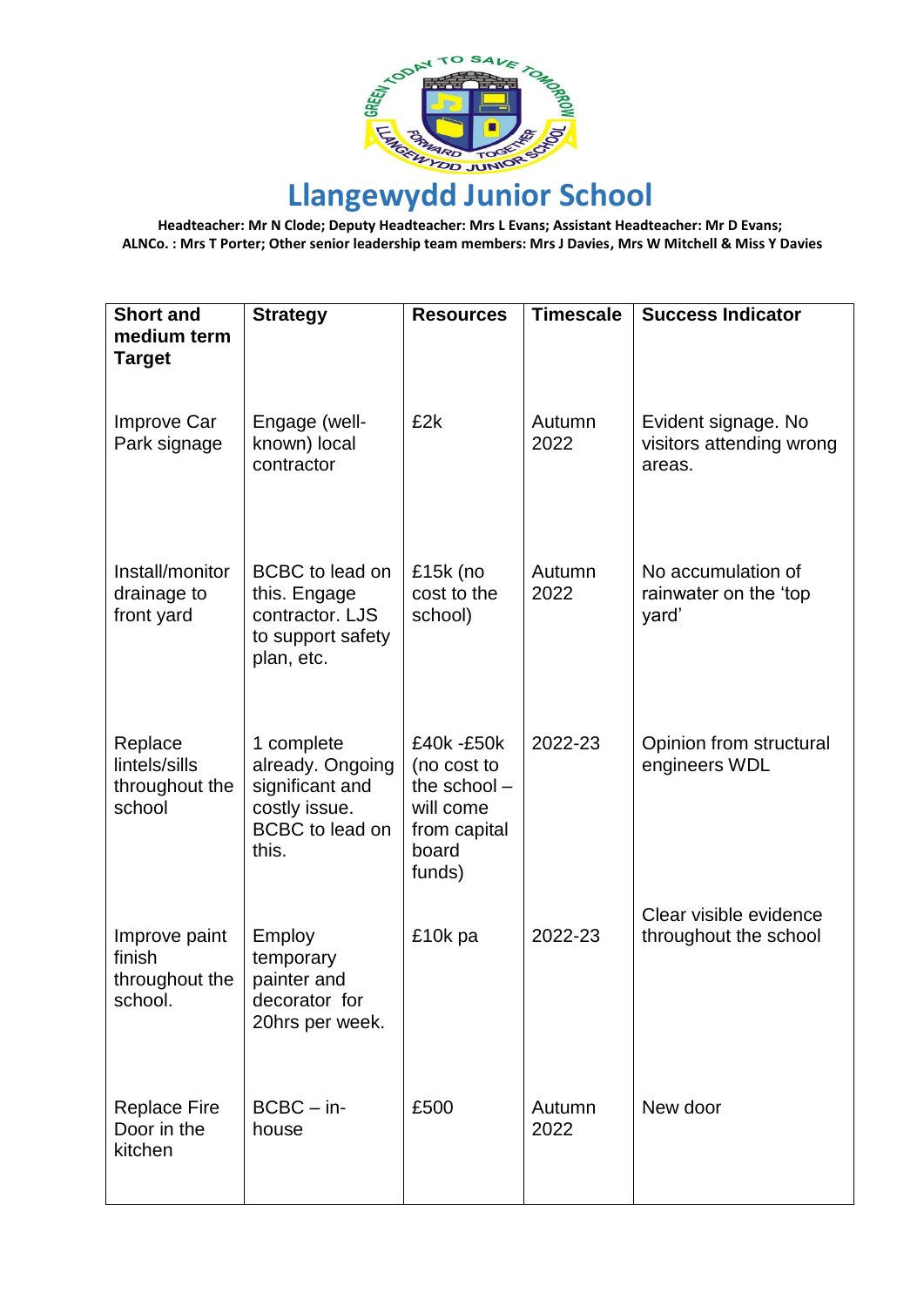# Llangewydd Junior School

**Headteacher: Mr N Clode; Deputy Headteacher: Mrs L Evans; Assistant Headteacher: Mr D Evans; ALNCo. : Mrs T Porter; Other senior leadership team members: Mrs J Davies, Mrs W Mitchell & Miss Y Davies**

| Short and medium term Target | Strategy | Resources | Timescale | Success Indicator |
|---|---|---|---|---|
| Improve Car Park signage | Engage (well-known) local contractor | £2k | Autumn 2022 | Evident signage. No visitors attending wrong areas. |
| Install/monitor drainage to front yard | BCBC to lead on this. Engage contractor. LJS to support safety plan, etc. | £15k (no cost to the school) | Autumn 2022 | No accumulation of rainwater on the 'top yard' |
| Replace lintels/sills throughout the school | 1 complete already. Ongoing significant and costly issue. BCBC to lead on this. | £40k -£50k (no cost to the school – will come from capital board funds) | 2022-23 | Opinion from structural engineers WDL |
| Improve paint finish throughout the school. | Employ temporary painter and decorator for 20hrs per week. | £10k pa | 2022-23 | Clear visible evidence throughout the school |
| Replace Fire Door in the kitchen | BCBC – in-house | £500 | Autumn 2022 | New door |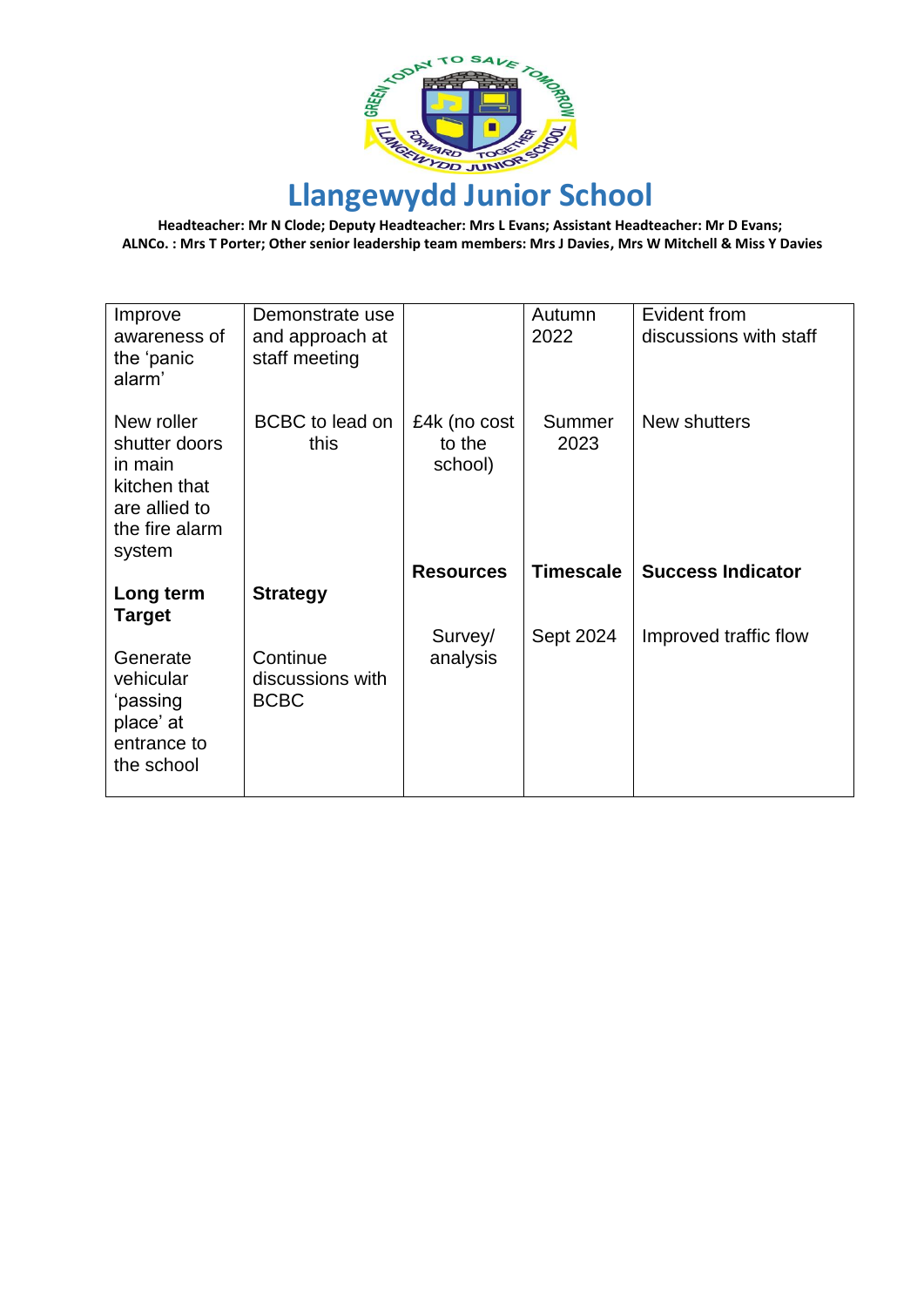# Llangewydd Junior School

**Headteacher: Mr N Clode; Deputy Headteacher: Mrs L Evans; Assistant Headteacher: Mr D Evans; ALNCo. : Mrs T Porter; Other senior leadership team members: Mrs J Davies, Mrs W Mitchell & Miss Y Davies**

| | | | | |
|---|---|---|---|---|
| Improve awareness of the 'panic alarm' | Demonstrate use and approach at staff meeting | | Autumn 2022 | Evident from discussions with staff |
| New roller shutter doors in main kitchen that are allied to the fire alarm system | BCBC to lead on this | £4k (no cost to the school) | Summer 2023 | New shutters |
| **Long term Target** | **Strategy** | **Resources** | **Timescale** | **Success Indicator** |
| Generate vehicular 'passing place' at entrance to the school | Continue discussions with BCBC | Survey/ analysis | Sept 2024 | Improved traffic flow |